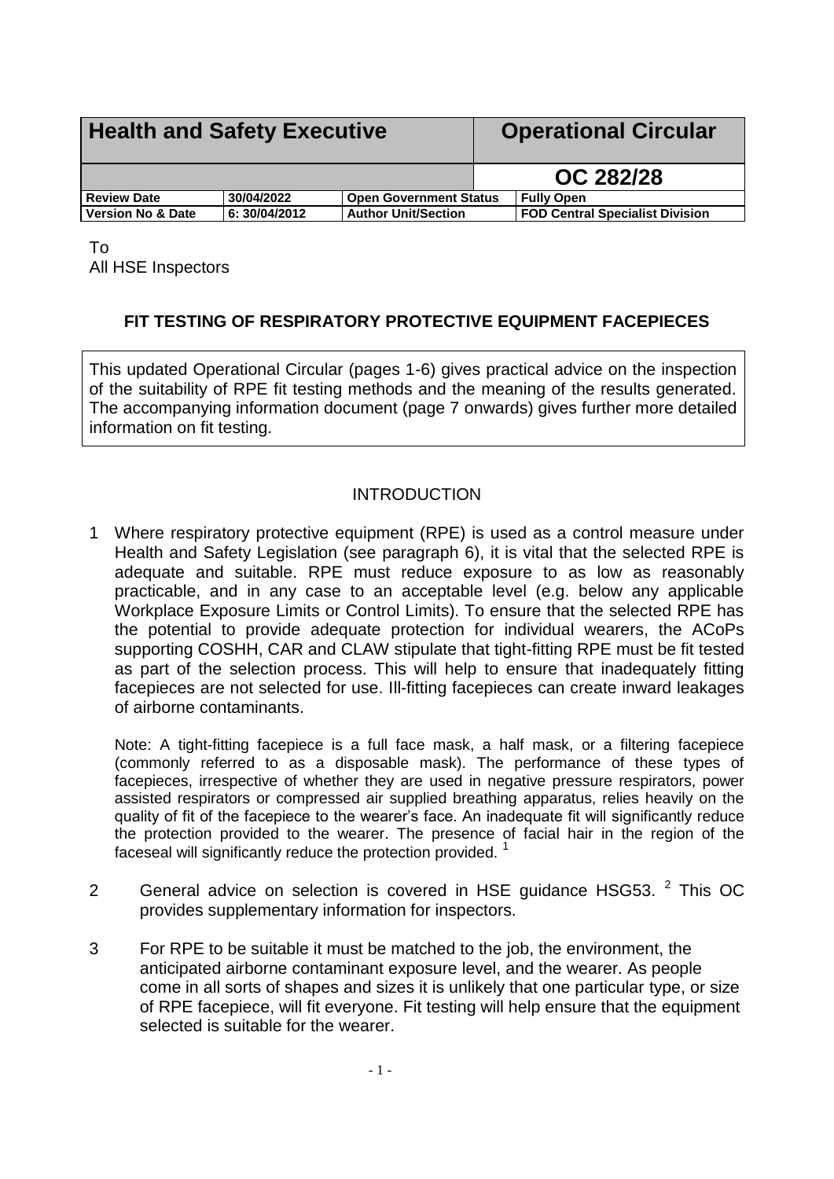| Health and Safety Executive | | | Operational Circular |
|---|---|---|---|
| | | | OC 282/28 |
| Review Date | 30/04/2022 | Open Government Status | Fully Open |
| Version No & Date | 6: 30/04/2012 | Author Unit/Section | FOD Central Specialist Division |

To
All HSE Inspectors

## FIT TESTING OF RESPIRATORY PROTECTIVE EQUIPMENT FACEPIECES

This updated Operational Circular (pages 1-6) gives practical advice on the inspection of the suitability of RPE fit testing methods and the meaning of the results generated. The accompanying information document (page 7 onwards) gives further more detailed information on fit testing.

### INTRODUCTION

1 Where respiratory protective equipment (RPE) is used as a control measure under Health and Safety Legislation (see paragraph 6), it is vital that the selected RPE is adequate and suitable. RPE must reduce exposure to as low as reasonably practicable, and in any case to an acceptable level (e.g. below any applicable Workplace Exposure Limits or Control Limits). To ensure that the selected RPE has the potential to provide adequate protection for individual wearers, the ACoPs supporting COSHH, CAR and CLAW stipulate that tight-fitting RPE must be fit tested as part of the selection process. This will help to ensure that inadequately fitting facepieces are not selected for use. Ill-fitting facepieces can create inward leakages of airborne contaminants.

Note: A tight-fitting facepiece is a full face mask, a half mask, or a filtering facepiece (commonly referred to as a disposable mask). The performance of these types of facepieces, irrespective of whether they are used in negative pressure respirators, power assisted respirators or compressed air supplied breathing apparatus, relies heavily on the quality of fit of the facepiece to the wearer's face. An inadequate fit will significantly reduce the protection provided to the wearer. The presence of facial hair in the region of the faceseal will significantly reduce the protection provided. [1]

2 General advice on selection is covered in HSE guidance HSG53. [2] This OC provides supplementary information for inspectors.

3 For RPE to be suitable it must be matched to the job, the environment, the anticipated airborne contaminant exposure level, and the wearer. As people come in all sorts of shapes and sizes it is unlikely that one particular type, or size of RPE facepiece, will fit everyone. Fit testing will help ensure that the equipment selected is suitable for the wearer.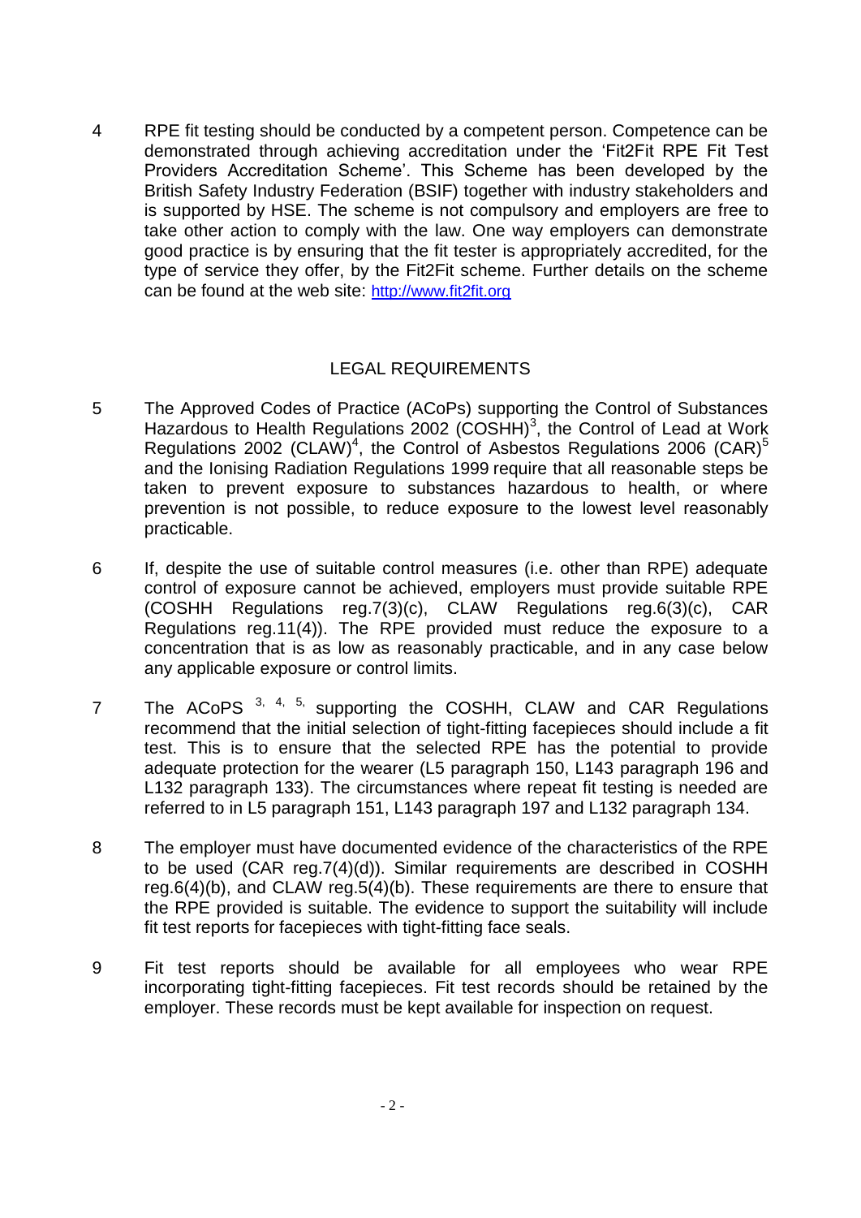4 RPE fit testing should be conducted by a competent person. Competence can be demonstrated through achieving accreditation under the 'Fit2Fit RPE Fit Test Providers Accreditation Scheme'. This Scheme has been developed by the British Safety Industry Federation (BSIF) together with industry stakeholders and is supported by HSE. The scheme is not compulsory and employers are free to take other action to comply with the law. One way employers can demonstrate good practice is by ensuring that the fit tester is appropriately accredited, for the type of service they offer, by the Fit2Fit scheme. Further details on the scheme can be found at the web site: http://www.fit2fit.org

## LEGAL REQUIREMENTS

5 The Approved Codes of Practice (ACoPs) supporting the Control of Substances Hazardous to Health Regulations 2002 (COSHH)[3], the Control of Lead at Work Regulations 2002 (CLAW)[4], the Control of Asbestos Regulations 2006 (CAR)[5] and the Ionising Radiation Regulations 1999 require that all reasonable steps be taken to prevent exposure to substances hazardous to health, or where prevention is not possible, to reduce exposure to the lowest level reasonably practicable.

6 If, despite the use of suitable control measures (i.e. other than RPE) adequate control of exposure cannot be achieved, employers must provide suitable RPE (COSHH Regulations reg.7(3)(c), CLAW Regulations reg.6(3)(c), CAR Regulations reg.11(4)). The RPE provided must reduce the exposure to a concentration that is as low as reasonably practicable, and in any case below any applicable exposure or control limits.

7 The ACoPS [3, 4, 5] supporting the COSHH, CLAW and CAR Regulations recommend that the initial selection of tight-fitting facepieces should include a fit test. This is to ensure that the selected RPE has the potential to provide adequate protection for the wearer (L5 paragraph 150, L143 paragraph 196 and L132 paragraph 133). The circumstances where repeat fit testing is needed are referred to in L5 paragraph 151, L143 paragraph 197 and L132 paragraph 134.

8 The employer must have documented evidence of the characteristics of the RPE to be used (CAR reg.7(4)(d)). Similar requirements are described in COSHH reg.6(4)(b), and CLAW reg.5(4)(b). These requirements are there to ensure that the RPE provided is suitable. The evidence to support the suitability will include fit test reports for facepieces with tight-fitting face seals.

9 Fit test reports should be available for all employees who wear RPE incorporating tight-fitting facepieces. Fit test records should be retained by the employer. These records must be kept available for inspection on request.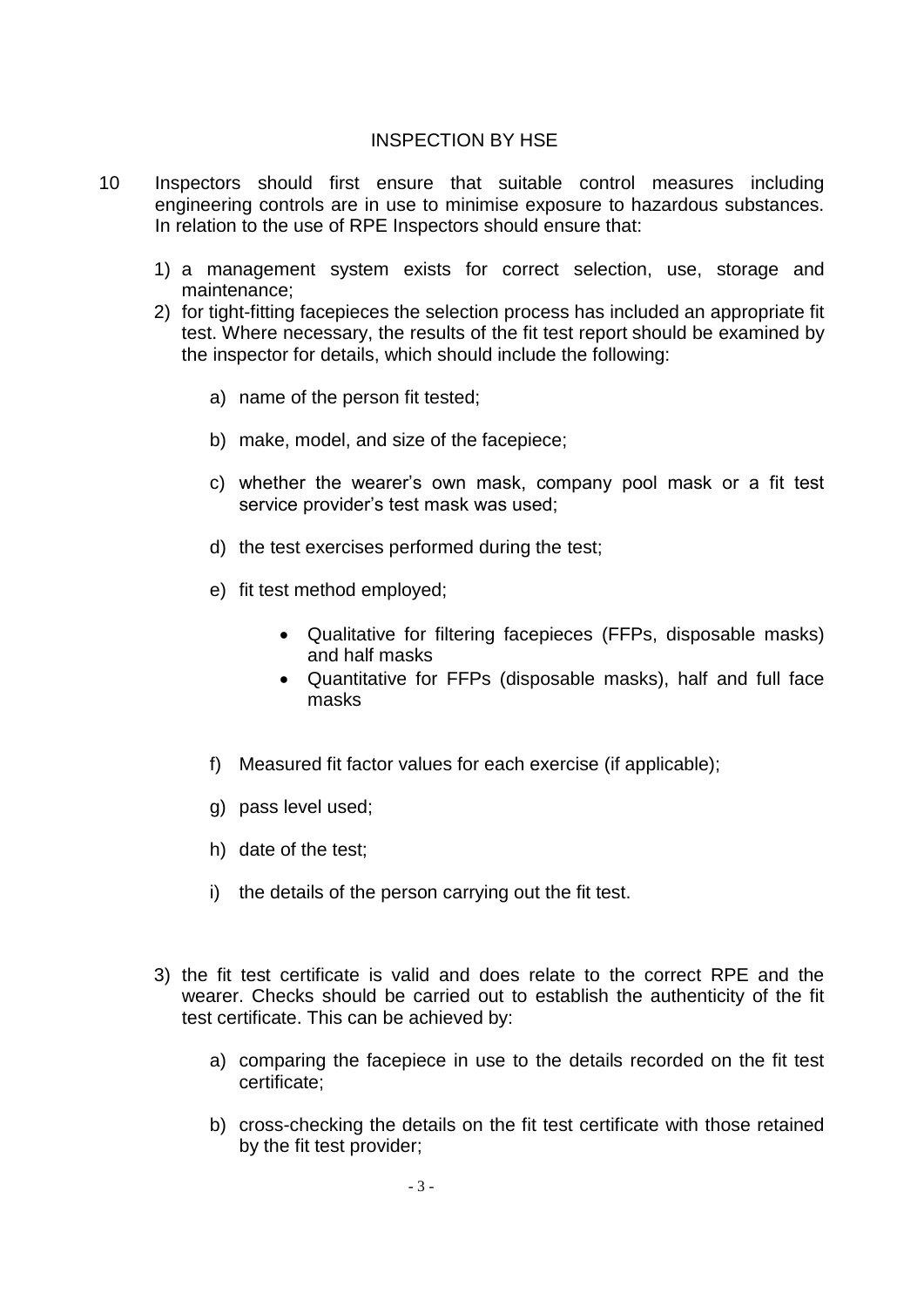## INSPECTION BY HSE

10 Inspectors should first ensure that suitable control measures including engineering controls are in use to minimise exposure to hazardous substances. In relation to the use of RPE Inspectors should ensure that:

1) a management system exists for correct selection, use, storage and maintenance;
2) for tight-fitting facepieces the selection process has included an appropriate fit test. Where necessary, the results of the fit test report should be examined by the inspector for details, which should include the following:

    a) name of the person fit tested;

    b) make, model, and size of the facepiece;

    c) whether the wearer's own mask, company pool mask or a fit test service provider's test mask was used;

    d) the test exercises performed during the test;

    e) fit test method employed;

    - Qualitative for filtering facepieces (FFPs, disposable masks) and half masks
    - Quantitative for FFPs (disposable masks), half and full face masks

    f) Measured fit factor values for each exercise (if applicable);

    g) pass level used;

    h) date of the test;

    i) the details of the person carrying out the fit test.

3) the fit test certificate is valid and does relate to the correct RPE and the wearer. Checks should be carried out to establish the authenticity of the fit test certificate. This can be achieved by:

    a) comparing the facepiece in use to the details recorded on the fit test certificate;

    b) cross-checking the details on the fit test certificate with those retained by the fit test provider;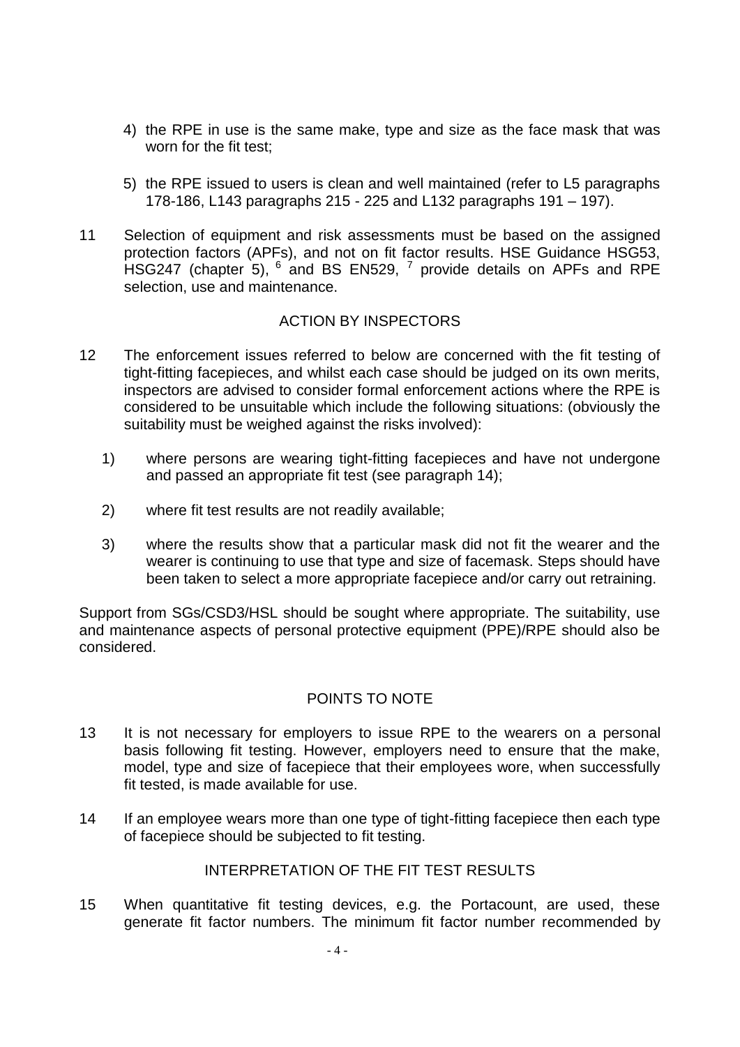4) the RPE in use is the same make, type and size as the face mask that was worn for the fit test;

5) the RPE issued to users is clean and well maintained (refer to L5 paragraphs 178-186, L143 paragraphs 215 - 225 and L132 paragraphs 191 – 197).

11 Selection of equipment and risk assessments must be based on the assigned protection factors (APFs), and not on fit factor results. HSE Guidance HSG53, HSG247 (chapter 5), [6] and BS EN529, [7] provide details on APFs and RPE selection, use and maintenance.

## ACTION BY INSPECTORS

12 The enforcement issues referred to below are concerned with the fit testing of tight-fitting facepieces, and whilst each case should be judged on its own merits, inspectors are advised to consider formal enforcement actions where the RPE is considered to be unsuitable which include the following situations: (obviously the suitability must be weighed against the risks involved):

1) where persons are wearing tight-fitting facepieces and have not undergone and passed an appropriate fit test (see paragraph 14);

2) where fit test results are not readily available;

3) where the results show that a particular mask did not fit the wearer and the wearer is continuing to use that type and size of facemask. Steps should have been taken to select a more appropriate facepiece and/or carry out retraining.

Support from SGs/CSD3/HSL should be sought where appropriate. The suitability, use and maintenance aspects of personal protective equipment (PPE)/RPE should also be considered.

## POINTS TO NOTE

13 It is not necessary for employers to issue RPE to the wearers on a personal basis following fit testing. However, employers need to ensure that the make, model, type and size of facepiece that their employees wore, when successfully fit tested, is made available for use.

14 If an employee wears more than one type of tight-fitting facepiece then each type of facepiece should be subjected to fit testing.

## INTERPRETATION OF THE FIT TEST RESULTS

15 When quantitative fit testing devices, e.g. the Portacount, are used, these generate fit factor numbers. The minimum fit factor number recommended by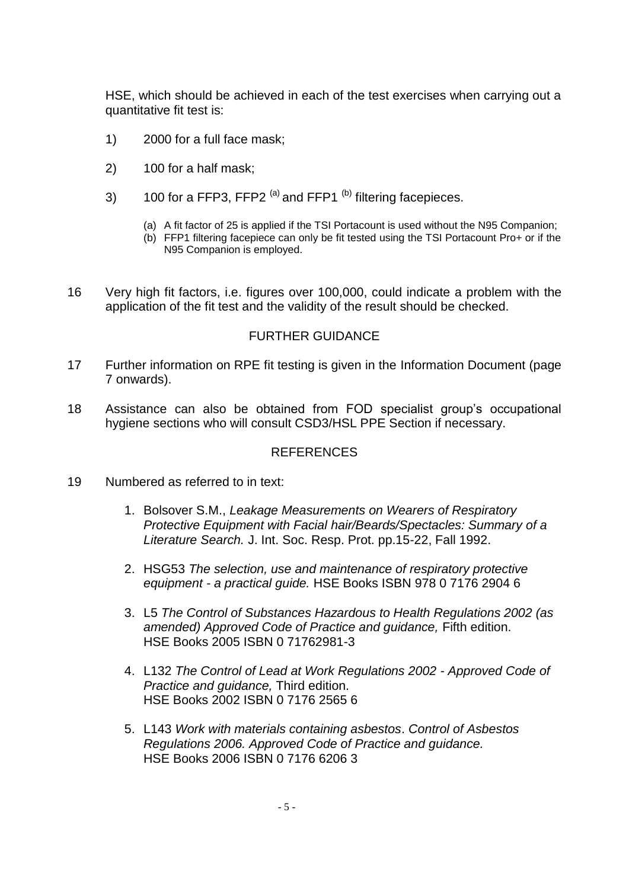HSE, which should be achieved in each of the test exercises when carrying out a quantitative fit test is:

1) 2000 for a full face mask;

2) 100 for a half mask;

3) 100 for a FFP3, FFP2 [(a)] and FFP1 [(b)] filtering facepieces.

   (a) A fit factor of 25 is applied if the TSI Portacount is used without the N95 Companion;
   (b) FFP1 filtering facepiece can only be fit tested using the TSI Portacount Pro+ or if the N95 Companion is employed.

16 Very high fit factors, i.e. figures over 100,000, could indicate a problem with the application of the fit test and the validity of the result should be checked.

## FURTHER GUIDANCE

17 Further information on RPE fit testing is given in the Information Document (page 7 onwards).

18 Assistance can also be obtained from FOD specialist group's occupational hygiene sections who will consult CSD3/HSL PPE Section if necessary.

## REFERENCES

19 Numbered as referred to in text:

1. Bolsover S.M., *Leakage Measurements on Wearers of Respiratory Protective Equipment with Facial hair/Beards/Spectacles: Summary of a Literature Search.* J. Int. Soc. Resp. Prot. pp.15-22, Fall 1992.

2. HSG53 *The selection, use and maintenance of respiratory protective equipment - a practical guide.* HSE Books ISBN 978 0 7176 2904 6

3. L5 *The Control of Substances Hazardous to Health Regulations 2002 (as amended) Approved Code of Practice and guidance,* Fifth edition. HSE Books 2005 ISBN 0 71762981-3

4. L132 *The Control of Lead at Work Regulations 2002 - Approved Code of Practice and guidance,* Third edition. HSE Books 2002 ISBN 0 7176 2565 6

5. L143 *Work with materials containing asbestos*. *Control of Asbestos Regulations 2006. Approved Code of Practice and guidance.* HSE Books 2006 ISBN 0 7176 6206 3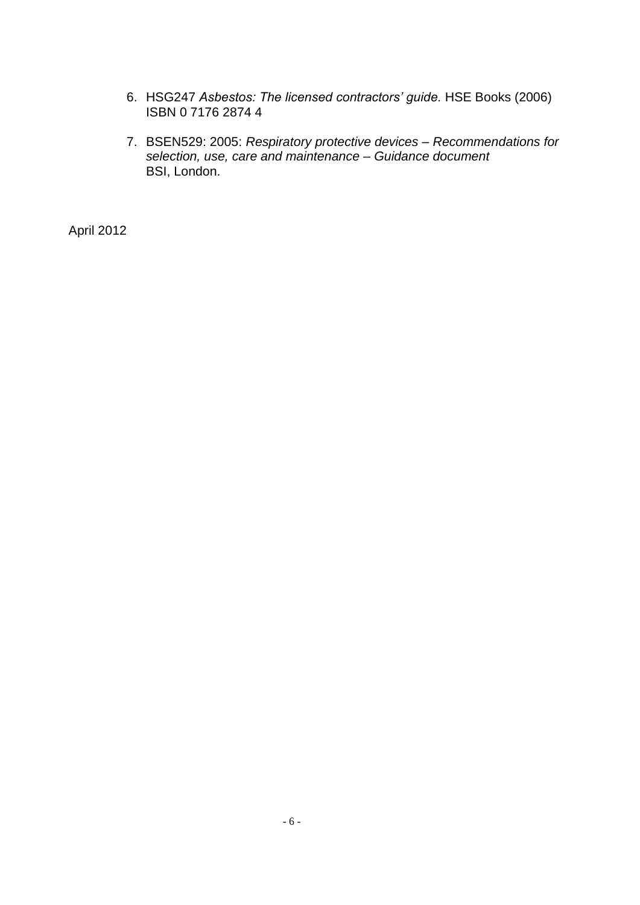6. HSG247 *Asbestos: The licensed contractors' guide.* HSE Books (2006) ISBN 0 7176 2874 4

7. BSEN529: 2005: *Respiratory protective devices – Recommendations for selection, use, care and maintenance – Guidance document* BSI, London.

April 2012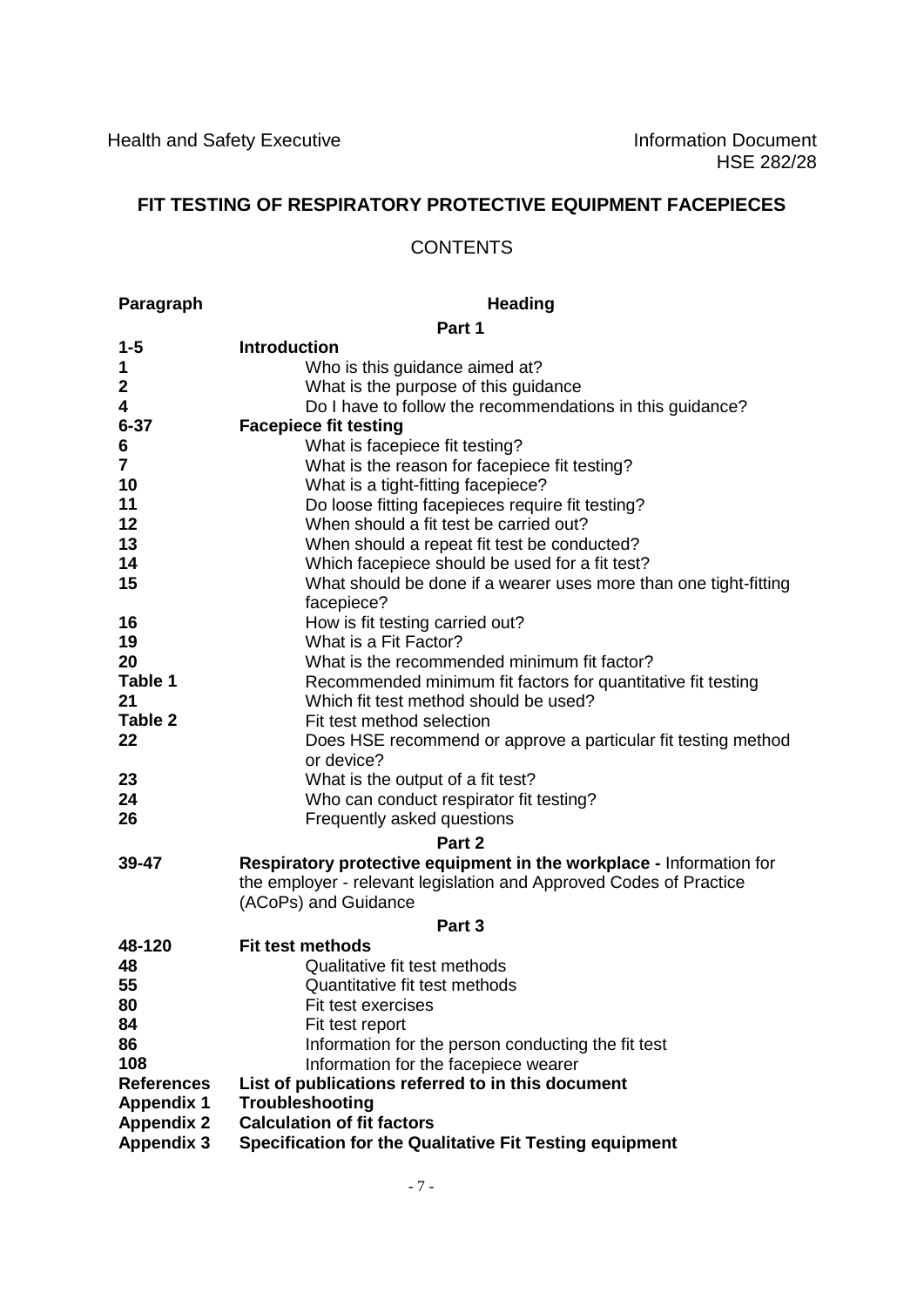Health and Safety Executive

Information Document
HSE 282/28

# FIT TESTING OF RESPIRATORY PROTECTIVE EQUIPMENT FACEPIECES

## CONTENTS

| Paragraph | Heading |
|---|---|
| | **Part 1** |
| **1-5** | **Introduction** |
| **1** | Who is this guidance aimed at? |
| **2** | What is the purpose of this guidance |
| **4** | Do I have to follow the recommendations in this guidance? |
| **6-37** | **Facepiece fit testing** |
| **6** | What is facepiece fit testing? |
| **7** | What is the reason for facepiece fit testing? |
| **10** | What is a tight-fitting facepiece? |
| **11** | Do loose fitting facepieces require fit testing? |
| **12** | When should a fit test be carried out? |
| **13** | When should a repeat fit test be conducted? |
| **14** | Which facepiece should be used for a fit test? |
| **15** | What should be done if a wearer uses more than one tight-fitting facepiece? |
| **16** | How is fit testing carried out? |
| **19** | What is a Fit Factor? |
| **20** | What is the recommended minimum fit factor? |
| **Table 1** | Recommended minimum fit factors for quantitative fit testing |
| **21** | Which fit test method should be used? |
| **Table 2** | Fit test method selection |
| **22** | Does HSE recommend or approve a particular fit testing method or device? |
| **23** | What is the output of a fit test? |
| **24** | Who can conduct respirator fit testing? |
| **26** | Frequently asked questions |
| | **Part 2** |
| **39-47** | **Respiratory protective equipment in the workplace -** Information for the employer - relevant legislation and Approved Codes of Practice (ACoPs) and Guidance |
| | **Part 3** |
| **48-120** | **Fit test methods** |
| **48** | Qualitative fit test methods |
| **55** | Quantitative fit test methods |
| **80** | Fit test exercises |
| **84** | Fit test report |
| **86** | Information for the person conducting the fit test |
| **108** | Information for the facepiece wearer |
| **References** | **List of publications referred to in this document** |
| **Appendix 1** | **Troubleshooting** |
| **Appendix 2** | **Calculation of fit factors** |
| **Appendix 3** | **Specification for the Qualitative Fit Testing equipment** |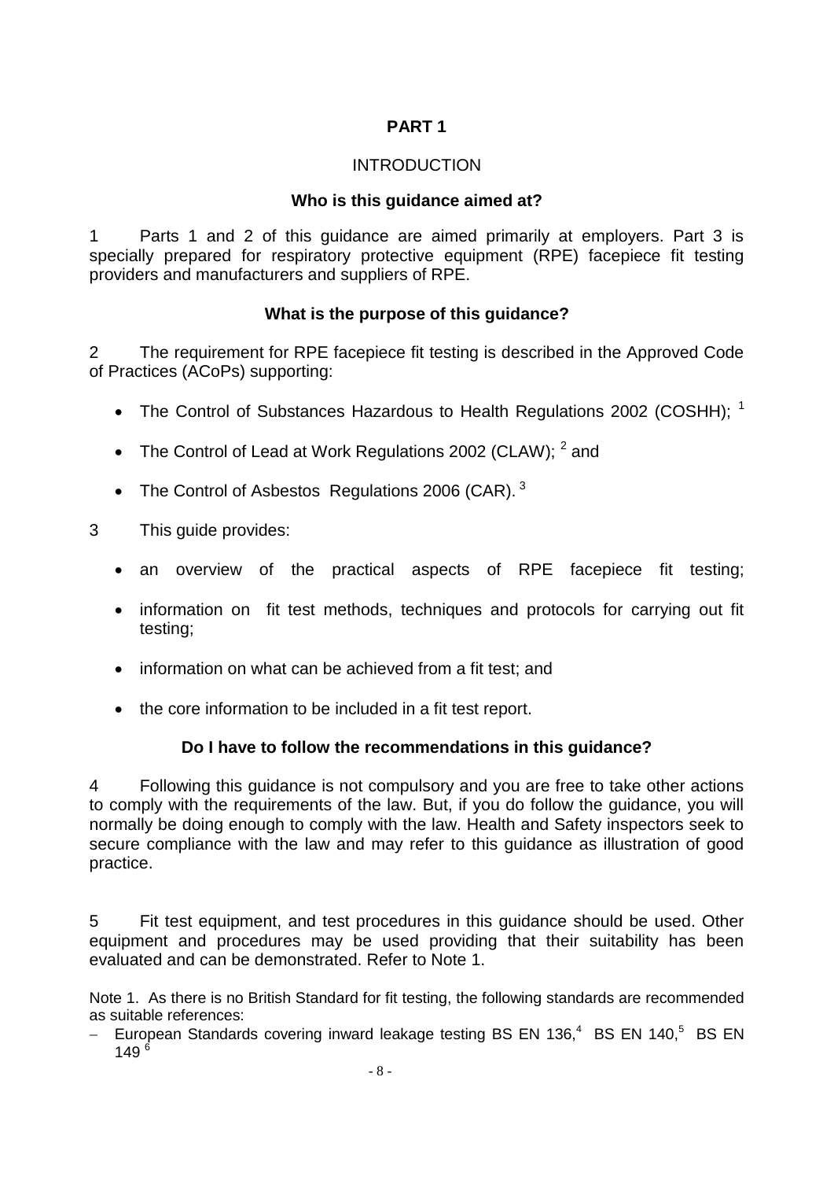# PART 1

## INTRODUCTION

### Who is this guidance aimed at?

1 Parts 1 and 2 of this guidance are aimed primarily at employers. Part 3 is specially prepared for respiratory protective equipment (RPE) facepiece fit testing providers and manufacturers and suppliers of RPE.

### What is the purpose of this guidance?

2 The requirement for RPE facepiece fit testing is described in the Approved Code of Practices (ACoPs) supporting:

- The Control of Substances Hazardous to Health Regulations 2002 (COSHH); [1]
- The Control of Lead at Work Regulations 2002 (CLAW); [2] and
- The Control of Asbestos Regulations 2006 (CAR). [3]

3 This guide provides:

- an overview of the practical aspects of RPE facepiece fit testing;
- information on fit test methods, techniques and protocols for carrying out fit testing;
- information on what can be achieved from a fit test; and
- the core information to be included in a fit test report.

### Do I have to follow the recommendations in this guidance?

4 Following this guidance is not compulsory and you are free to take other actions to comply with the requirements of the law. But, if you do follow the guidance, you will normally be doing enough to comply with the law. Health and Safety inspectors seek to secure compliance with the law and may refer to this guidance as illustration of good practice.

5 Fit test equipment, and test procedures in this guidance should be used. Other equipment and procedures may be used providing that their suitability has been evaluated and can be demonstrated. Refer to Note 1.

Note 1. As there is no British Standard for fit testing, the following standards are recommended as suitable references:

- European Standards covering inward leakage testing BS EN 136,[4] BS EN 140,[5] BS EN 149 [6]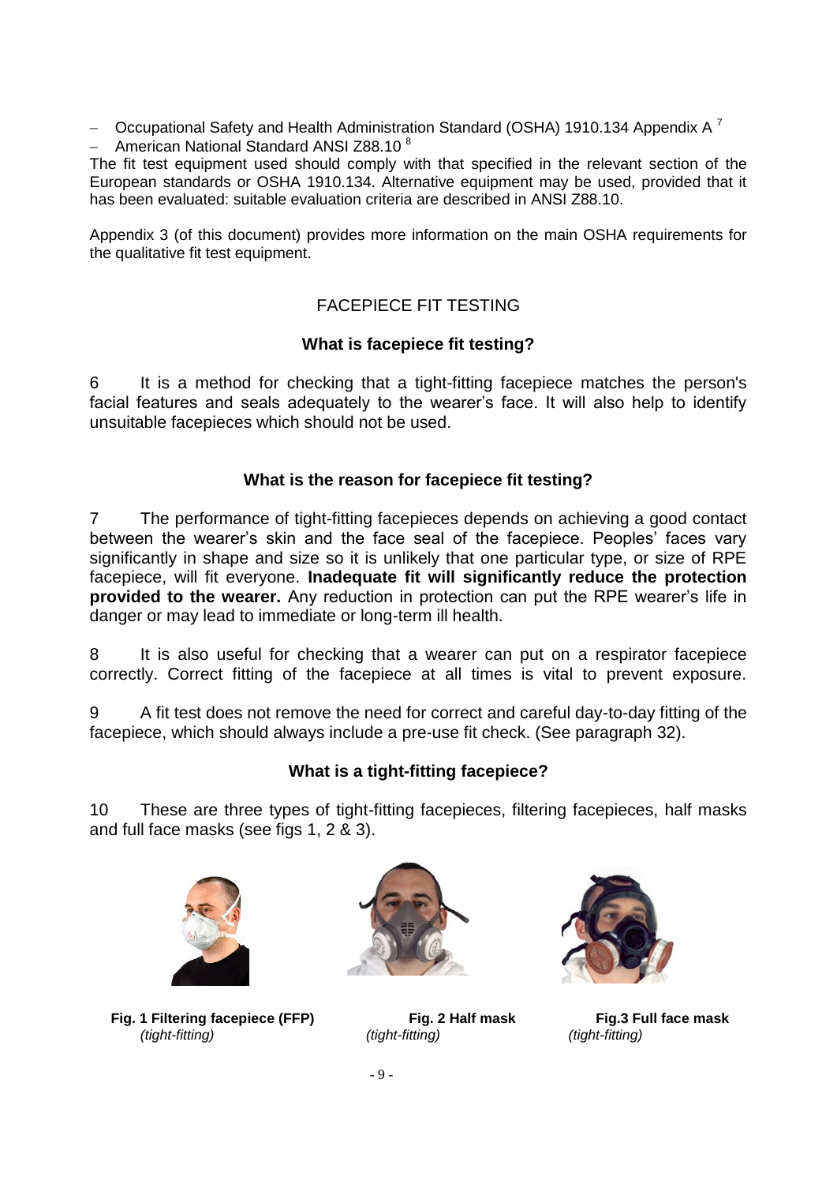- Occupational Safety and Health Administration Standard (OSHA) 1910.134 Appendix A [7]
- American National Standard ANSI Z88.10 [8]

The fit test equipment used should comply with that specified in the relevant section of the European standards or OSHA 1910.134. Alternative equipment may be used, provided that it has been evaluated: suitable evaluation criteria are described in ANSI Z88.10.

Appendix 3 (of this document) provides more information on the main OSHA requirements for the qualitative fit test equipment.

## FACEPIECE FIT TESTING

### What is facepiece fit testing?

6 It is a method for checking that a tight-fitting facepiece matches the person's facial features and seals adequately to the wearer's face. It will also help to identify unsuitable facepieces which should not be used.

### What is the reason for facepiece fit testing?

7 The performance of tight-fitting facepieces depends on achieving a good contact between the wearer's skin and the face seal of the facepiece. Peoples' faces vary significantly in shape and size so it is unlikely that one particular type, or size of RPE facepiece, will fit everyone. **Inadequate fit will significantly reduce the protection provided to the wearer.** Any reduction in protection can put the RPE wearer's life in danger or may lead to immediate or long-term ill health.

8 It is also useful for checking that a wearer can put on a respirator facepiece correctly. Correct fitting of the facepiece at all times is vital to prevent exposure.

9 A fit test does not remove the need for correct and careful day-to-day fitting of the facepiece, which should always include a pre-use fit check. (See paragraph 32).

### What is a tight-fitting facepiece?

10 These are three types of tight-fitting facepieces, filtering facepieces, half masks and full face masks (see figs 1, 2 & 3).

**Fig. 1 Filtering facepiece (FFP)** *(tight-fitting)*

**Fig. 2 Half mask** *(tight-fitting)*

**Fig.3 Full face mask** *(tight-fitting)*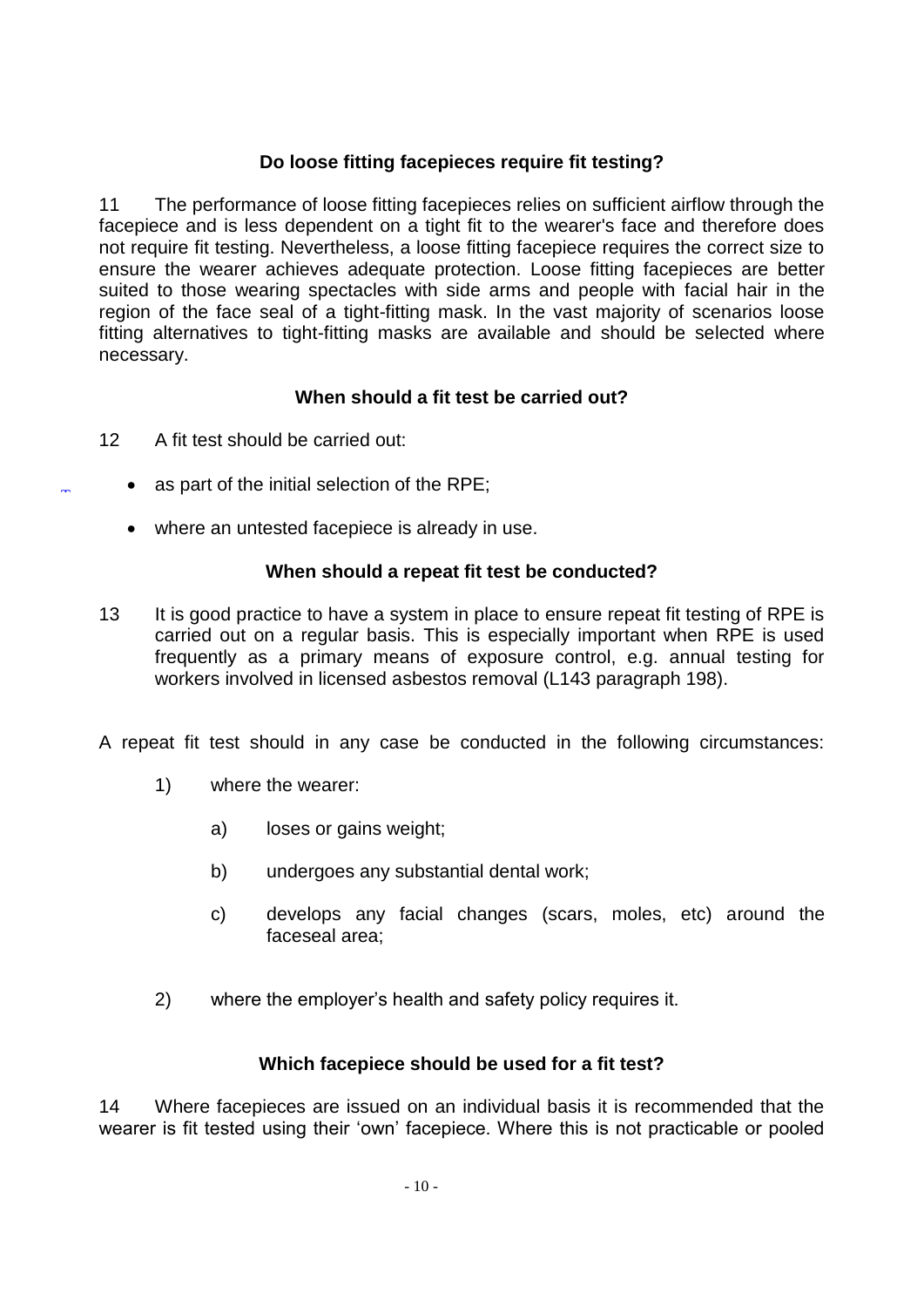### Do loose fitting facepieces require fit testing?

11 The performance of loose fitting facepieces relies on sufficient airflow through the facepiece and is less dependent on a tight fit to the wearer's face and therefore does not require fit testing. Nevertheless, a loose fitting facepiece requires the correct size to ensure the wearer achieves adequate protection. Loose fitting facepieces are better suited to those wearing spectacles with side arms and people with facial hair in the region of the face seal of a tight-fitting mask. In the vast majority of scenarios loose fitting alternatives to tight-fitting masks are available and should be selected where necessary.

### When should a fit test be carried out?

12 A fit test should be carried out:

- as part of the initial selection of the RPE;
- where an untested facepiece is already in use.

### When should a repeat fit test be conducted?

13 It is good practice to have a system in place to ensure repeat fit testing of RPE is carried out on a regular basis. This is especially important when RPE is used frequently as a primary means of exposure control, e.g. annual testing for workers involved in licensed asbestos removal (L143 paragraph 198).

A repeat fit test should in any case be conducted in the following circumstances:

1) where the wearer:
   a) loses or gains weight;
   b) undergoes any substantial dental work;
   c) develops any facial changes (scars, moles, etc) around the faceseal area;
2) where the employer's health and safety policy requires it.

### Which facepiece should be used for a fit test?

14 Where facepieces are issued on an individual basis it is recommended that the wearer is fit tested using their 'own' facepiece. Where this is not practicable or pooled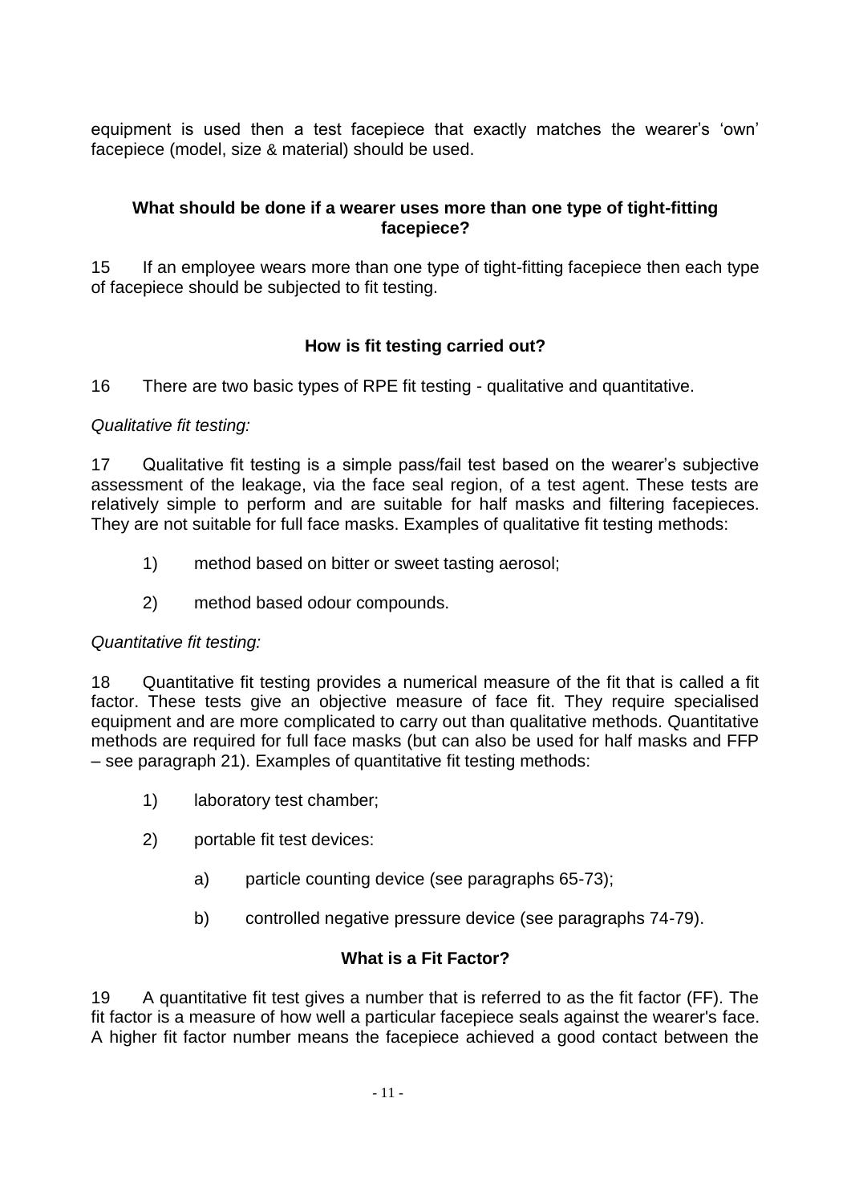equipment is used then a test facepiece that exactly matches the wearer's 'own' facepiece (model, size & material) should be used.

**What should be done if a wearer uses more than one type of tight-fitting facepiece?**

15 If an employee wears more than one type of tight-fitting facepiece then each type of facepiece should be subjected to fit testing.

**How is fit testing carried out?**

16 There are two basic types of RPE fit testing - qualitative and quantitative.

*Qualitative fit testing:*

17 Qualitative fit testing is a simple pass/fail test based on the wearer's subjective assessment of the leakage, via the face seal region, of a test agent. These tests are relatively simple to perform and are suitable for half masks and filtering facepieces. They are not suitable for full face masks. Examples of qualitative fit testing methods:

1) method based on bitter or sweet tasting aerosol;

2) method based odour compounds.

*Quantitative fit testing:*

18 Quantitative fit testing provides a numerical measure of the fit that is called a fit factor. These tests give an objective measure of face fit. They require specialised equipment and are more complicated to carry out than qualitative methods. Quantitative methods are required for full face masks (but can also be used for half masks and FFP – see paragraph 21). Examples of quantitative fit testing methods:

1) laboratory test chamber;

2) portable fit test devices:

   a) particle counting device (see paragraphs 65-73);

   b) controlled negative pressure device (see paragraphs 74-79).

**What is a Fit Factor?**

19 A quantitative fit test gives a number that is referred to as the fit factor (FF). The fit factor is a measure of how well a particular facepiece seals against the wearer's face. A higher fit factor number means the facepiece achieved a good contact between the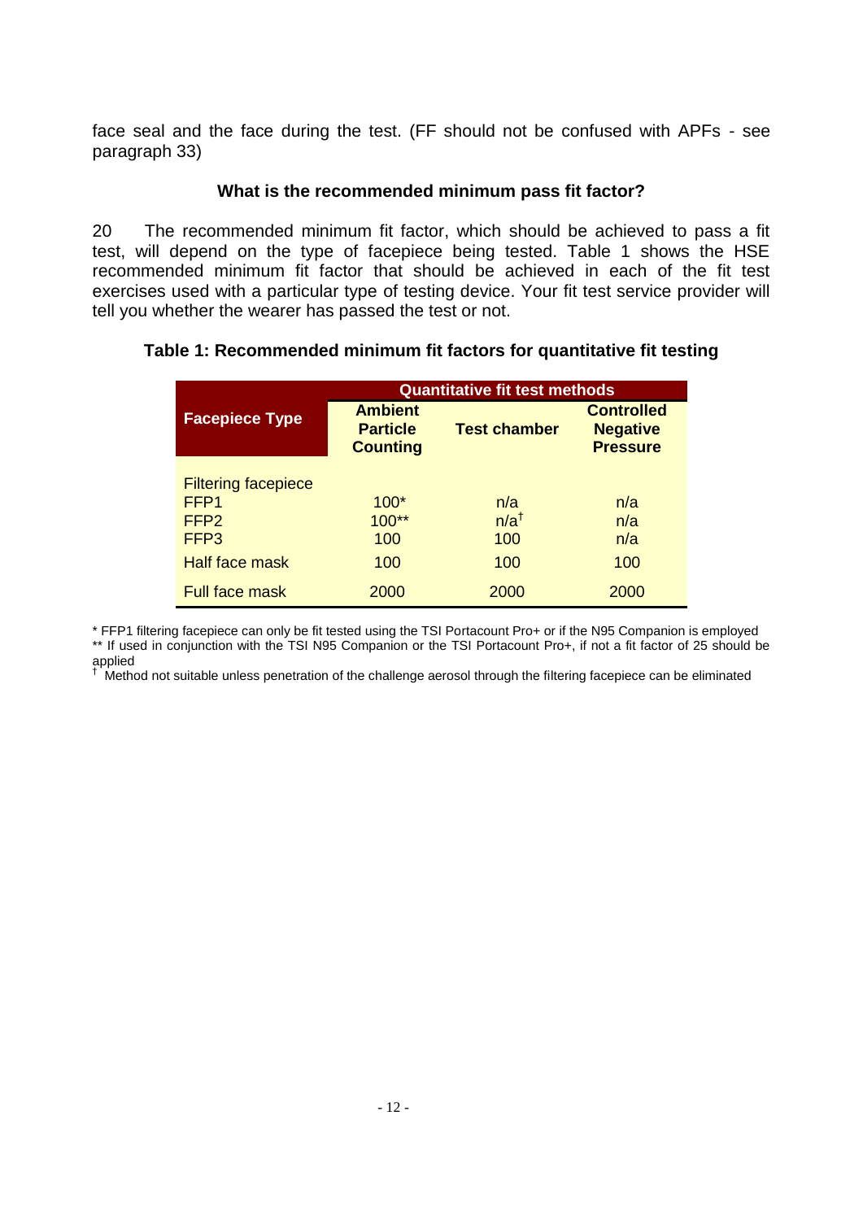face seal and the face during the test. (FF should not be confused with APFs - see paragraph 33)

### What is the recommended minimum pass fit factor?

20 The recommended minimum fit factor, which should be achieved to pass a fit test, will depend on the type of facepiece being tested. Table 1 shows the HSE recommended minimum fit factor that should be achieved in each of the fit test exercises used with a particular type of testing device. Your fit test service provider will tell you whether the wearer has passed the test or not.

**Table 1: Recommended minimum fit factors for quantitative fit testing**

| Facepiece Type | Quantitative fit test methods | | |
|---|---|---|---|
| | **Ambient Particle Counting** | **Test chamber** | **Controlled Negative Pressure** |
| Filtering facepiece | | | |
| FFP1 | 100* | n/a | n/a |
| FFP2 | 100** | n/a[†] | n/a |
| FFP3 | 100 | 100 | n/a |
| Half face mask | 100 | 100 | 100 |
| Full face mask | 2000 | 2000 | 2000 |

* FFP1 filtering facepiece can only be fit tested using the TSI Portacount Pro+ or if the N95 Companion is employed

** If used in conjunction with the TSI N95 Companion or the TSI Portacount Pro+, if not a fit factor of 25 should be applied

[†] Method not suitable unless penetration of the challenge aerosol through the filtering facepiece can be eliminated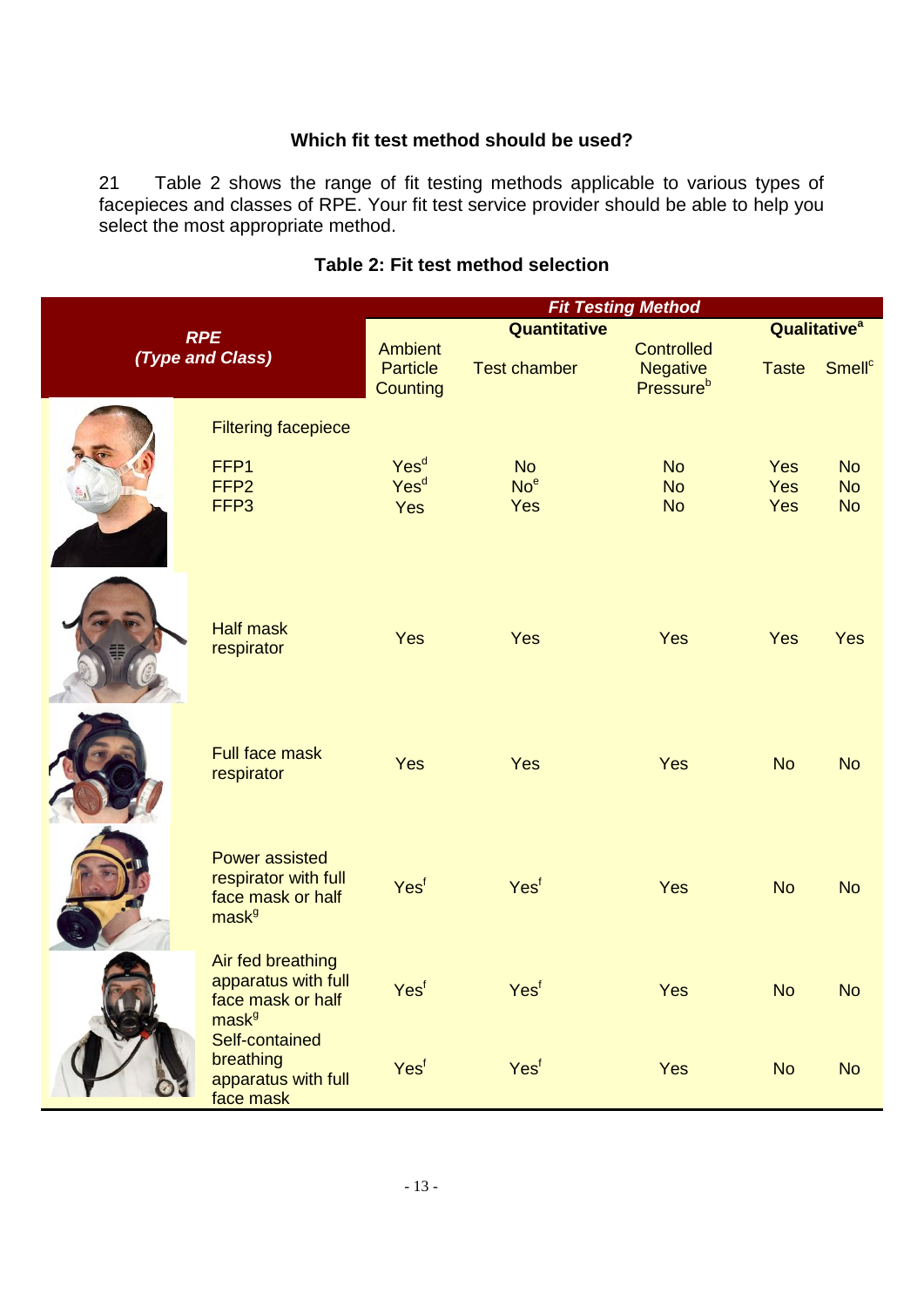### Which fit test method should be used?

21 Table 2 shows the range of fit testing methods applicable to various types of facepieces and classes of RPE. Your fit test service provider should be able to help you select the most appropriate method.

**Table 2: Fit test method selection**

| *RPE (Type and Class)* | *Fit Testing Method* | | | | |
|---|---|---|---|---|---|
| | **Quantitative** | | | **Qualitative**[a] | |
| | Ambient Particle Counting | Test chamber | Controlled Negative Pressure[b] | Taste | Smell[c] |
| Filtering facepiece | | | | | |
| FFP1 | Yes[d] | No | No | Yes | No |
| FFP2 | Yes[d] | No[e] | No | Yes | No |
| FFP3 | Yes | Yes | No | Yes | No |
| Half mask respirator | Yes | Yes | Yes | Yes | Yes |
| Full face mask respirator | Yes | Yes | Yes | No | No |
| Power assisted respirator with full face mask or half mask[g] | Yes[f] | Yes[f] | Yes | No | No |
| Air fed breathing apparatus with full face mask or half mask[g] | Yes[f] | Yes[f] | Yes | No | No |
| Self-contained breathing apparatus with full face mask | Yes[f] | Yes[f] | Yes | No | No |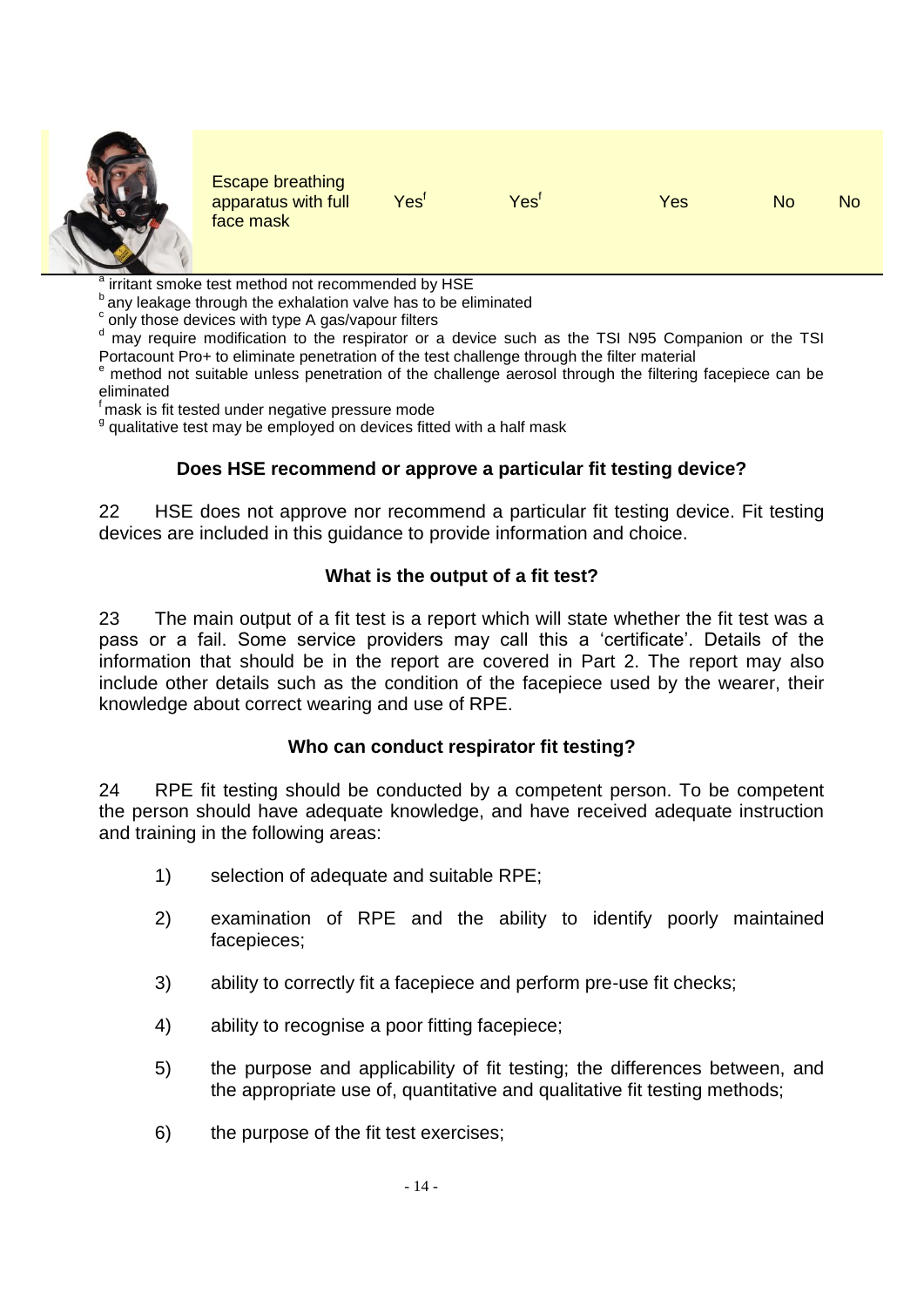| | | | | | |
|---|---|---|---|---|---|
| Escape breathing apparatus with full face mask | Yes[f] | Yes[f] | Yes | No | No |

[a] irritant smoke test method not recommended by HSE
[b] any leakage through the exhalation valve has to be eliminated
[c] only those devices with type A gas/vapour filters
[d] may require modification to the respirator or a device such as the TSI N95 Companion or the TSI Portacount Pro+ to eliminate penetration of the test challenge through the filter material
[e] method not suitable unless penetration of the challenge aerosol through the filtering facepiece can be eliminated
[f] mask is fit tested under negative pressure mode
[g] qualitative test may be employed on devices fitted with a half mask

### Does HSE recommend or approve a particular fit testing device?

22 HSE does not approve nor recommend a particular fit testing device. Fit testing devices are included in this guidance to provide information and choice.

### What is the output of a fit test?

23 The main output of a fit test is a report which will state whether the fit test was a pass or a fail. Some service providers may call this a 'certificate'. Details of the information that should be in the report are covered in Part 2. The report may also include other details such as the condition of the facepiece used by the wearer, their knowledge about correct wearing and use of RPE.

### Who can conduct respirator fit testing?

24 RPE fit testing should be conducted by a competent person. To be competent the person should have adequate knowledge, and have received adequate instruction and training in the following areas:

1) selection of adequate and suitable RPE;
2) examination of RPE and the ability to identify poorly maintained facepieces;
3) ability to correctly fit a facepiece and perform pre-use fit checks;
4) ability to recognise a poor fitting facepiece;
5) the purpose and applicability of fit testing; the differences between, and the appropriate use of, quantitative and qualitative fit testing methods;
6) the purpose of the fit test exercises;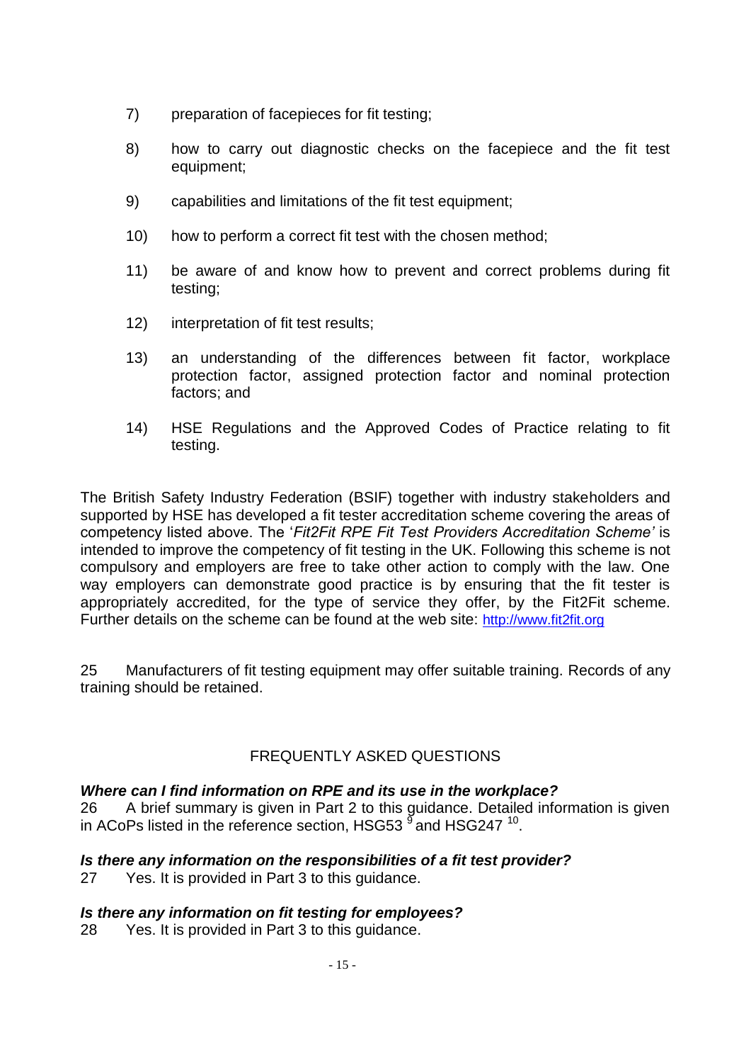7) preparation of facepieces for fit testing;

8) how to carry out diagnostic checks on the facepiece and the fit test equipment;

9) capabilities and limitations of the fit test equipment;

10) how to perform a correct fit test with the chosen method;

11) be aware of and know how to prevent and correct problems during fit testing;

12) interpretation of fit test results;

13) an understanding of the differences between fit factor, workplace protection factor, assigned protection factor and nominal protection factors; and

14) HSE Regulations and the Approved Codes of Practice relating to fit testing.

The British Safety Industry Federation (BSIF) together with industry stakeholders and supported by HSE has developed a fit tester accreditation scheme covering the areas of competency listed above. The '*Fit2Fit RPE Fit Test Providers Accreditation Scheme'* is intended to improve the competency of fit testing in the UK. Following this scheme is not compulsory and employers are free to take other action to comply with the law. One way employers can demonstrate good practice is by ensuring that the fit tester is appropriately accredited, for the type of service they offer, by the Fit2Fit scheme. Further details on the scheme can be found at the web site: http://www.fit2fit.org

25 Manufacturers of fit testing equipment may offer suitable training. Records of any training should be retained.

## FREQUENTLY ASKED QUESTIONS

***Where can I find information on RPE and its use in the workplace?***

26 A brief summary is given in Part 2 to this guidance. Detailed information is given in ACoPs listed in the reference section, HSG53 [9] and HSG247 [10].

***Is there any information on the responsibilities of a fit test provider?***

27 Yes. It is provided in Part 3 to this guidance.

***Is there any information on fit testing for employees?***

28 Yes. It is provided in Part 3 to this guidance.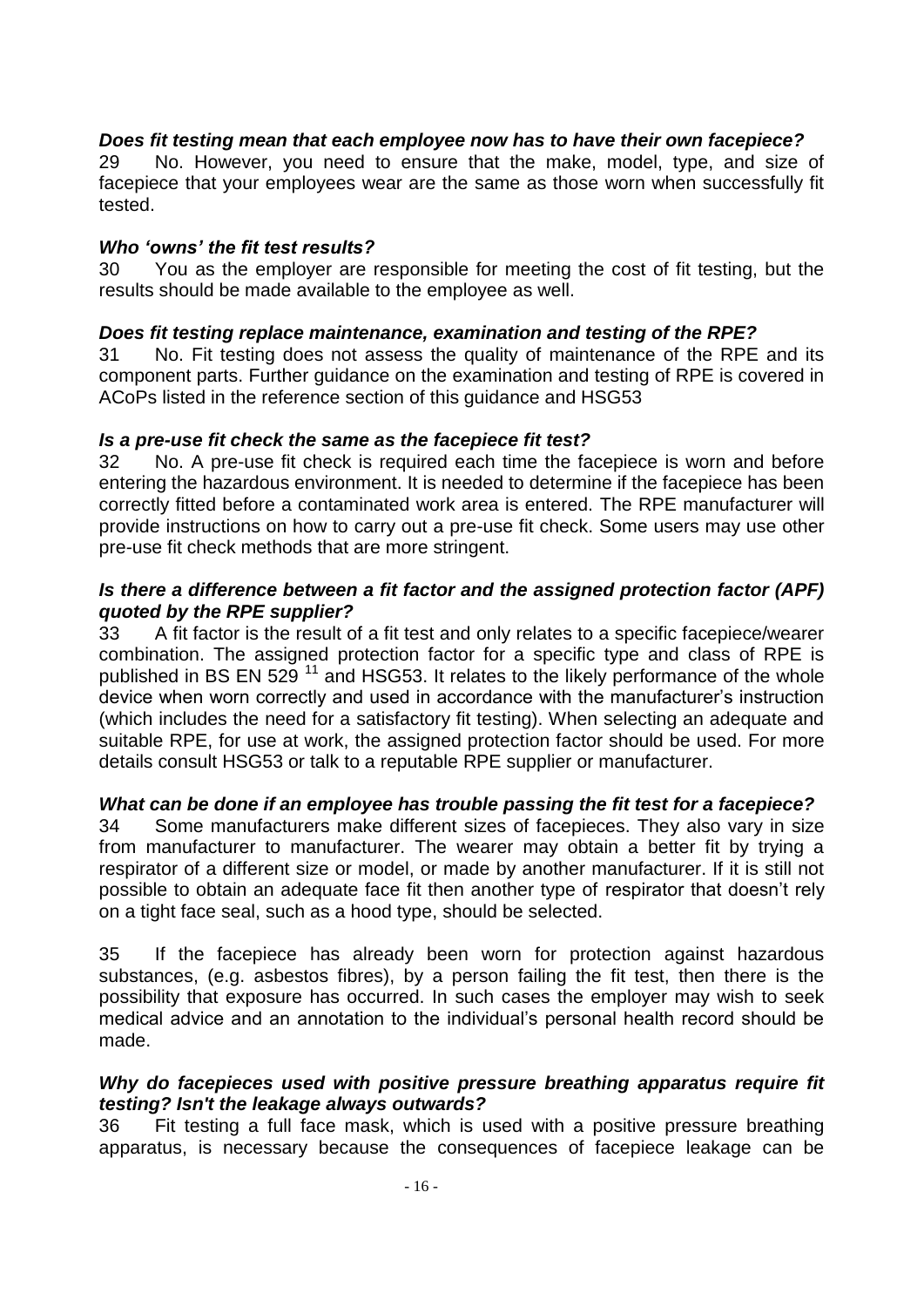### *Does fit testing mean that each employee now has to have their own facepiece?*

29 No. However, you need to ensure that the make, model, type, and size of facepiece that your employees wear are the same as those worn when successfully fit tested.

### *Who 'owns' the fit test results?*

30 You as the employer are responsible for meeting the cost of fit testing, but the results should be made available to the employee as well.

### *Does fit testing replace maintenance, examination and testing of the RPE?*

31 No. Fit testing does not assess the quality of maintenance of the RPE and its component parts. Further guidance on the examination and testing of RPE is covered in ACoPs listed in the reference section of this guidance and HSG53

### *Is a pre-use fit check the same as the facepiece fit test?*

32 No. A pre-use fit check is required each time the facepiece is worn and before entering the hazardous environment. It is needed to determine if the facepiece has been correctly fitted before a contaminated work area is entered. The RPE manufacturer will provide instructions on how to carry out a pre-use fit check. Some users may use other pre-use fit check methods that are more stringent.

### *Is there a difference between a fit factor and the assigned protection factor (APF) quoted by the RPE supplier?*

33 A fit factor is the result of a fit test and only relates to a specific facepiece/wearer combination. The assigned protection factor for a specific type and class of RPE is published in BS EN 529 [11] and HSG53. It relates to the likely performance of the whole device when worn correctly and used in accordance with the manufacturer's instruction (which includes the need for a satisfactory fit testing). When selecting an adequate and suitable RPE, for use at work, the assigned protection factor should be used. For more details consult HSG53 or talk to a reputable RPE supplier or manufacturer.

### *What can be done if an employee has trouble passing the fit test for a facepiece?*

34 Some manufacturers make different sizes of facepieces. They also vary in size from manufacturer to manufacturer. The wearer may obtain a better fit by trying a respirator of a different size or model, or made by another manufacturer. If it is still not possible to obtain an adequate face fit then another type of respirator that doesn't rely on a tight face seal, such as a hood type, should be selected.

35 If the facepiece has already been worn for protection against hazardous substances, (e.g. asbestos fibres), by a person failing the fit test, then there is the possibility that exposure has occurred. In such cases the employer may wish to seek medical advice and an annotation to the individual's personal health record should be made.

### *Why do facepieces used with positive pressure breathing apparatus require fit testing? Isn't the leakage always outwards?*

36 Fit testing a full face mask, which is used with a positive pressure breathing apparatus, is necessary because the consequences of facepiece leakage can be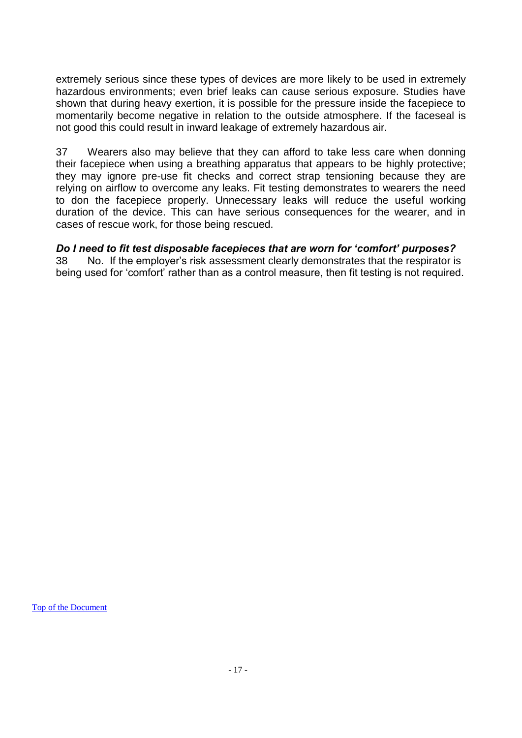extremely serious since these types of devices are more likely to be used in extremely hazardous environments; even brief leaks can cause serious exposure. Studies have shown that during heavy exertion, it is possible for the pressure inside the facepiece to momentarily become negative in relation to the outside atmosphere. If the faceseal is not good this could result in inward leakage of extremely hazardous air.

37 Wearers also may believe that they can afford to take less care when donning their facepiece when using a breathing apparatus that appears to be highly protective; they may ignore pre-use fit checks and correct strap tensioning because they are relying on airflow to overcome any leaks. Fit testing demonstrates to wearers the need to don the facepiece properly. Unnecessary leaks will reduce the useful working duration of the device. This can have serious consequences for the wearer, and in cases of rescue work, for those being rescued.

### *Do I need to fit test disposable facepieces that are worn for 'comfort' purposes?*

38 No. If the employer's risk assessment clearly demonstrates that the respirator is being used for 'comfort' rather than as a control measure, then fit testing is not required.

Top of the Document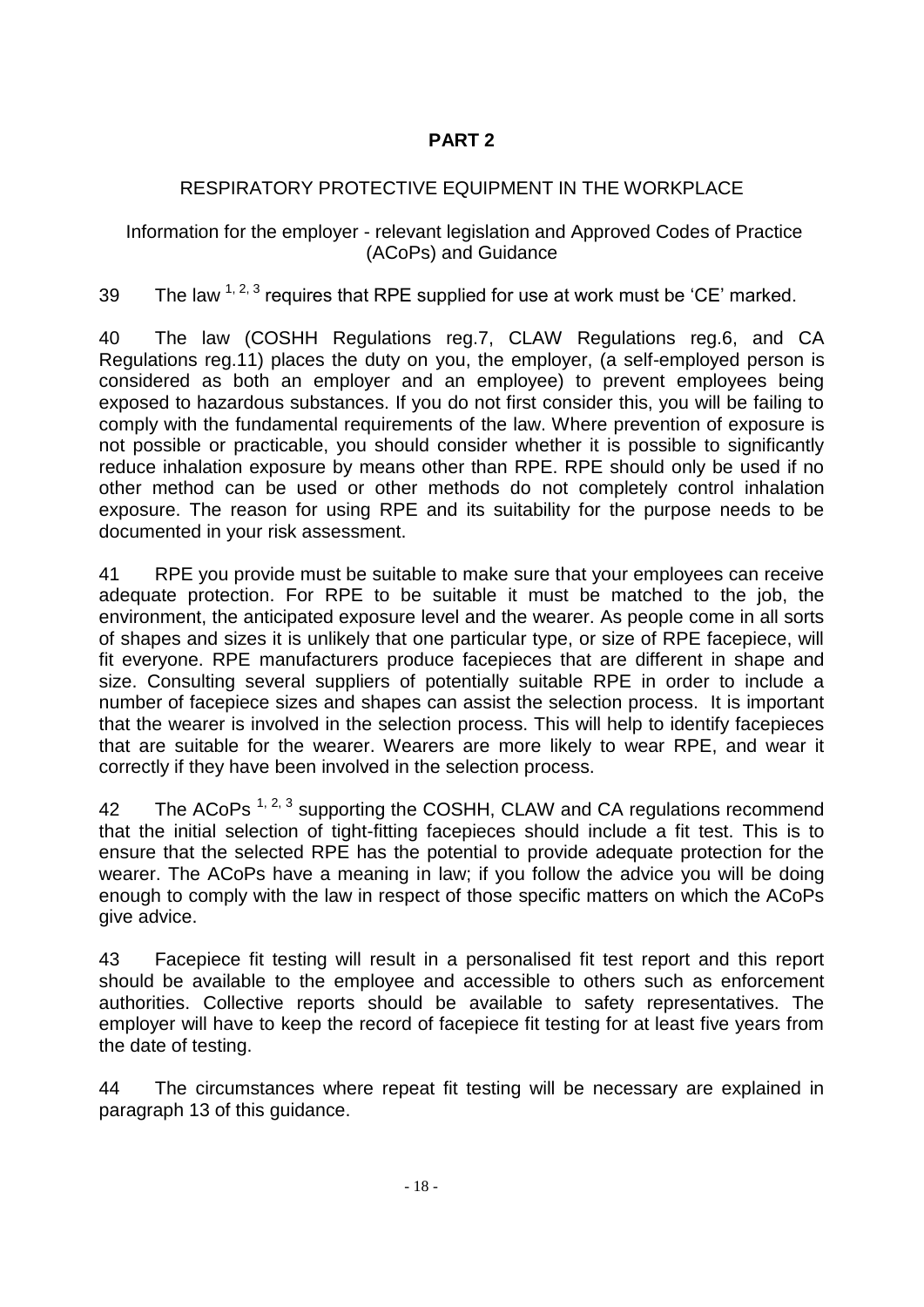# PART 2

## RESPIRATORY PROTECTIVE EQUIPMENT IN THE WORKPLACE

### Information for the employer - relevant legislation and Approved Codes of Practice (ACoPs) and Guidance

39 The law [1, 2, 3] requires that RPE supplied for use at work must be 'CE' marked.

40 The law (COSHH Regulations reg.7, CLAW Regulations reg.6, and CA Regulations reg.11) places the duty on you, the employer, (a self-employed person is considered as both an employer and an employee) to prevent employees being exposed to hazardous substances. If you do not first consider this, you will be failing to comply with the fundamental requirements of the law. Where prevention of exposure is not possible or practicable, you should consider whether it is possible to significantly reduce inhalation exposure by means other than RPE. RPE should only be used if no other method can be used or other methods do not completely control inhalation exposure. The reason for using RPE and its suitability for the purpose needs to be documented in your risk assessment.

41 RPE you provide must be suitable to make sure that your employees can receive adequate protection. For RPE to be suitable it must be matched to the job, the environment, the anticipated exposure level and the wearer. As people come in all sorts of shapes and sizes it is unlikely that one particular type, or size of RPE facepiece, will fit everyone. RPE manufacturers produce facepieces that are different in shape and size. Consulting several suppliers of potentially suitable RPE in order to include a number of facepiece sizes and shapes can assist the selection process. It is important that the wearer is involved in the selection process. This will help to identify facepieces that are suitable for the wearer. Wearers are more likely to wear RPE, and wear it correctly if they have been involved in the selection process.

42 The ACoPs [1, 2, 3] supporting the COSHH, CLAW and CA regulations recommend that the initial selection of tight-fitting facepieces should include a fit test. This is to ensure that the selected RPE has the potential to provide adequate protection for the wearer. The ACoPs have a meaning in law; if you follow the advice you will be doing enough to comply with the law in respect of those specific matters on which the ACoPs give advice.

43 Facepiece fit testing will result in a personalised fit test report and this report should be available to the employee and accessible to others such as enforcement authorities. Collective reports should be available to safety representatives. The employer will have to keep the record of facepiece fit testing for at least five years from the date of testing.

44 The circumstances where repeat fit testing will be necessary are explained in paragraph 13 of this guidance.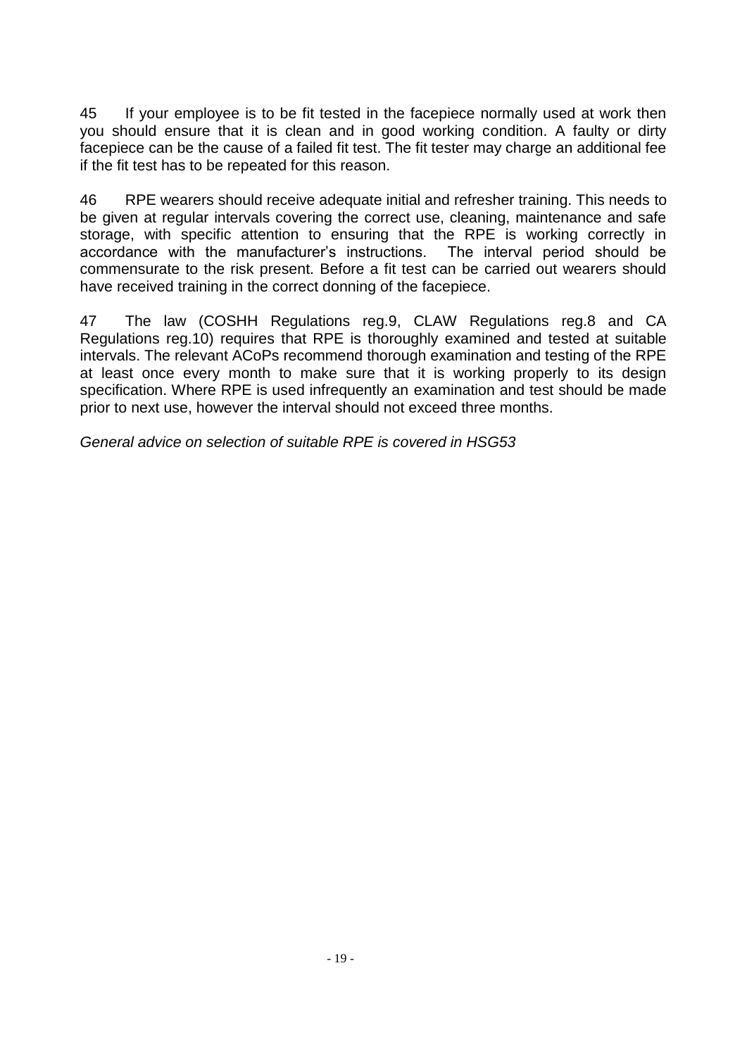45 If your employee is to be fit tested in the facepiece normally used at work then you should ensure that it is clean and in good working condition. A faulty or dirty facepiece can be the cause of a failed fit test. The fit tester may charge an additional fee if the fit test has to be repeated for this reason.

46 RPE wearers should receive adequate initial and refresher training. This needs to be given at regular intervals covering the correct use, cleaning, maintenance and safe storage, with specific attention to ensuring that the RPE is working correctly in accordance with the manufacturer's instructions. The interval period should be commensurate to the risk present. Before a fit test can be carried out wearers should have received training in the correct donning of the facepiece.

47 The law (COSHH Regulations reg.9, CLAW Regulations reg.8 and CA Regulations reg.10) requires that RPE is thoroughly examined and tested at suitable intervals. The relevant ACoPs recommend thorough examination and testing of the RPE at least once every month to make sure that it is working properly to its design specification. Where RPE is used infrequently an examination and test should be made prior to next use, however the interval should not exceed three months.

*General advice on selection of suitable RPE is covered in HSG53*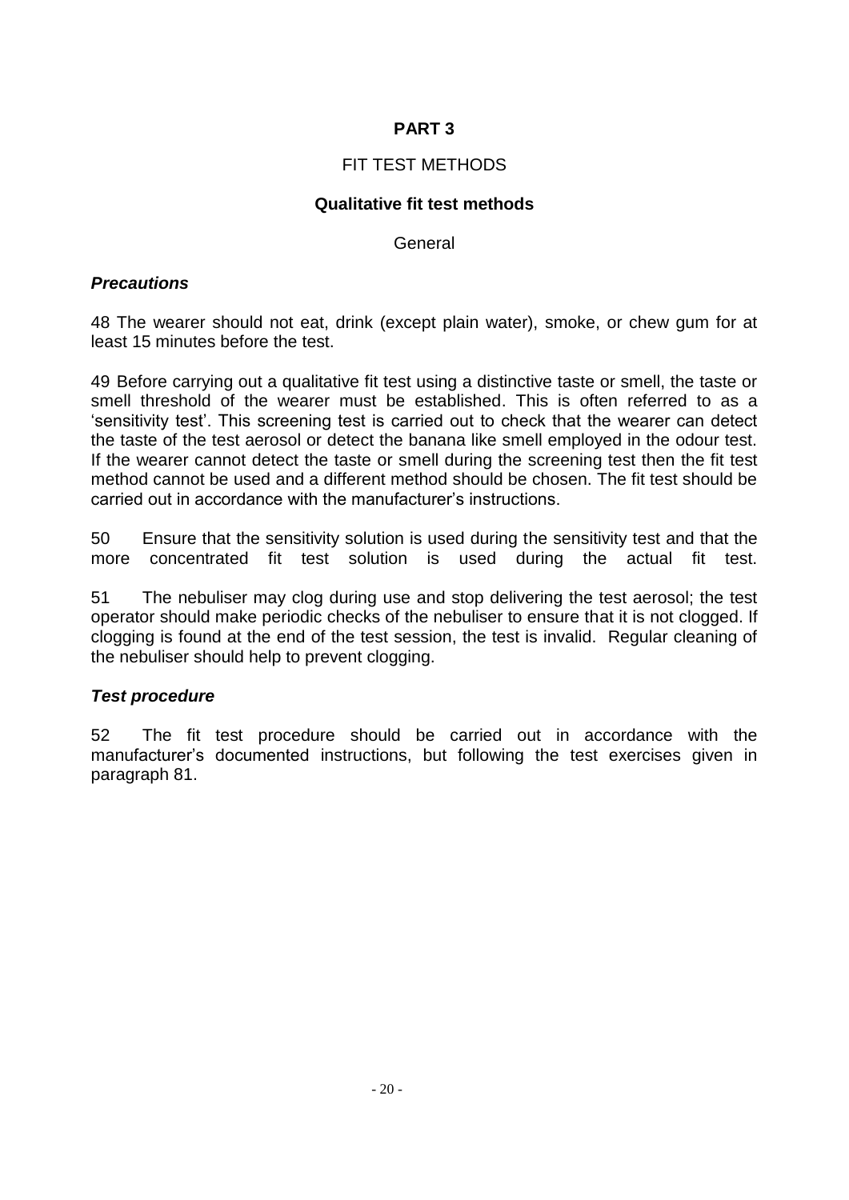# PART 3

## FIT TEST METHODS

### Qualitative fit test methods

General

#### *Precautions*

48 The wearer should not eat, drink (except plain water), smoke, or chew gum for at least 15 minutes before the test.

49 Before carrying out a qualitative fit test using a distinctive taste or smell, the taste or smell threshold of the wearer must be established. This is often referred to as a 'sensitivity test'. This screening test is carried out to check that the wearer can detect the taste of the test aerosol or detect the banana like smell employed in the odour test. If the wearer cannot detect the taste or smell during the screening test then the fit test method cannot be used and a different method should be chosen. The fit test should be carried out in accordance with the manufacturer's instructions.

50 Ensure that the sensitivity solution is used during the sensitivity test and that the more concentrated fit test solution is used during the actual fit test.

51 The nebuliser may clog during use and stop delivering the test aerosol; the test operator should make periodic checks of the nebuliser to ensure that it is not clogged. If clogging is found at the end of the test session, the test is invalid. Regular cleaning of the nebuliser should help to prevent clogging.

#### *Test procedure*

52 The fit test procedure should be carried out in accordance with the manufacturer's documented instructions, but following the test exercises given in paragraph 81.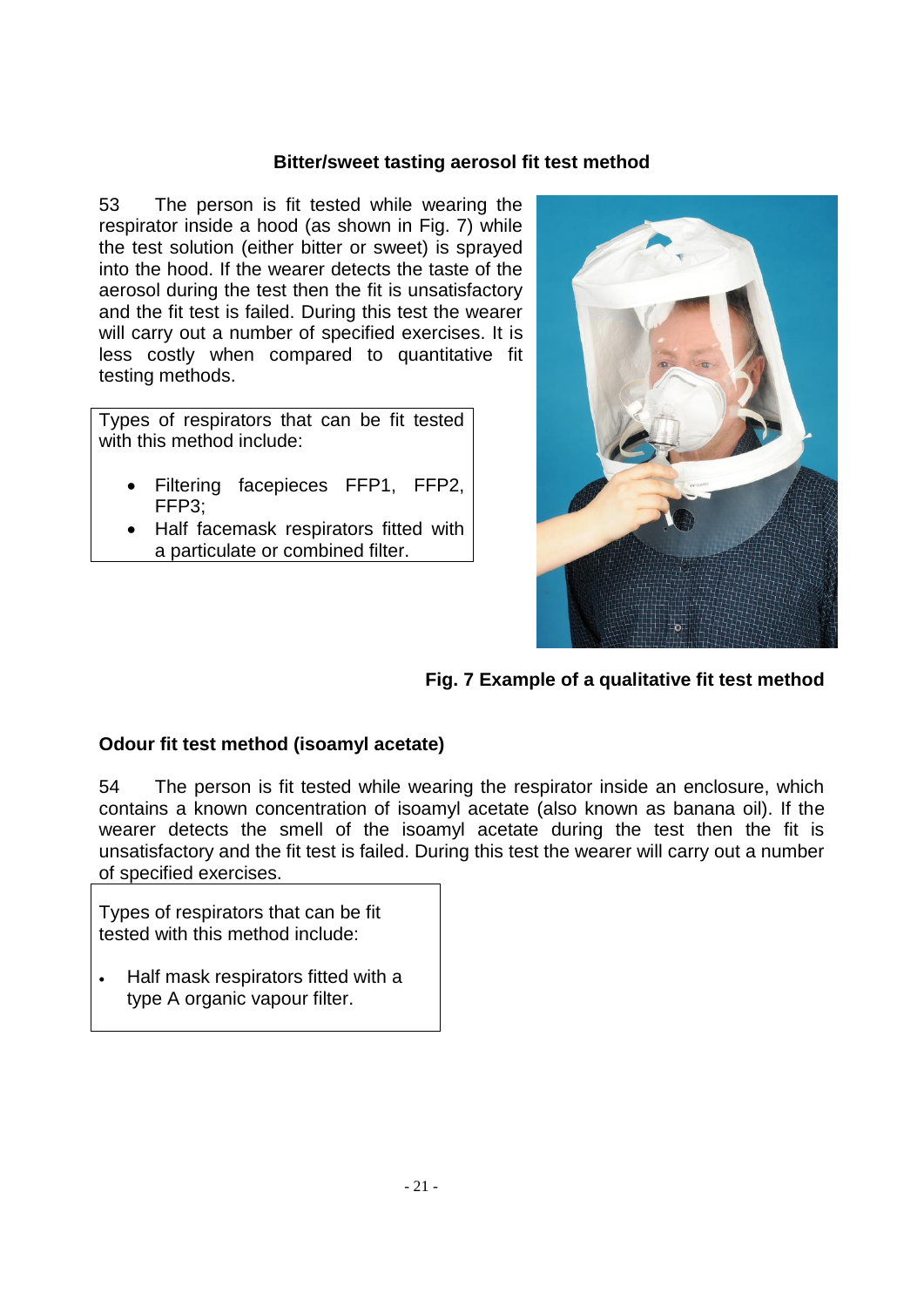**Bitter/sweet tasting aerosol fit test method**

53 The person is fit tested while wearing the respirator inside a hood (as shown in Fig. 7) while the test solution (either bitter or sweet) is sprayed into the hood. If the wearer detects the taste of the aerosol during the test then the fit is unsatisfactory and the fit test is failed. During this test the wearer will carry out a number of specified exercises. It is less costly when compared to quantitative fit testing methods.

Types of respirators that can be fit tested with this method include:

- Filtering facepieces FFP1, FFP2, FFP3;
- Half facemask respirators fitted with a particulate or combined filter.

**Fig. 7 Example of a qualitative fit test method**

**Odour fit test method (isoamyl acetate)**

54 The person is fit tested while wearing the respirator inside an enclosure, which contains a known concentration of isoamyl acetate (also known as banana oil). If the wearer detects the smell of the isoamyl acetate during the test then the fit is unsatisfactory and the fit test is failed. During this test the wearer will carry out a number of specified exercises.

Types of respirators that can be fit tested with this method include:

- Half mask respirators fitted with a type A organic vapour filter.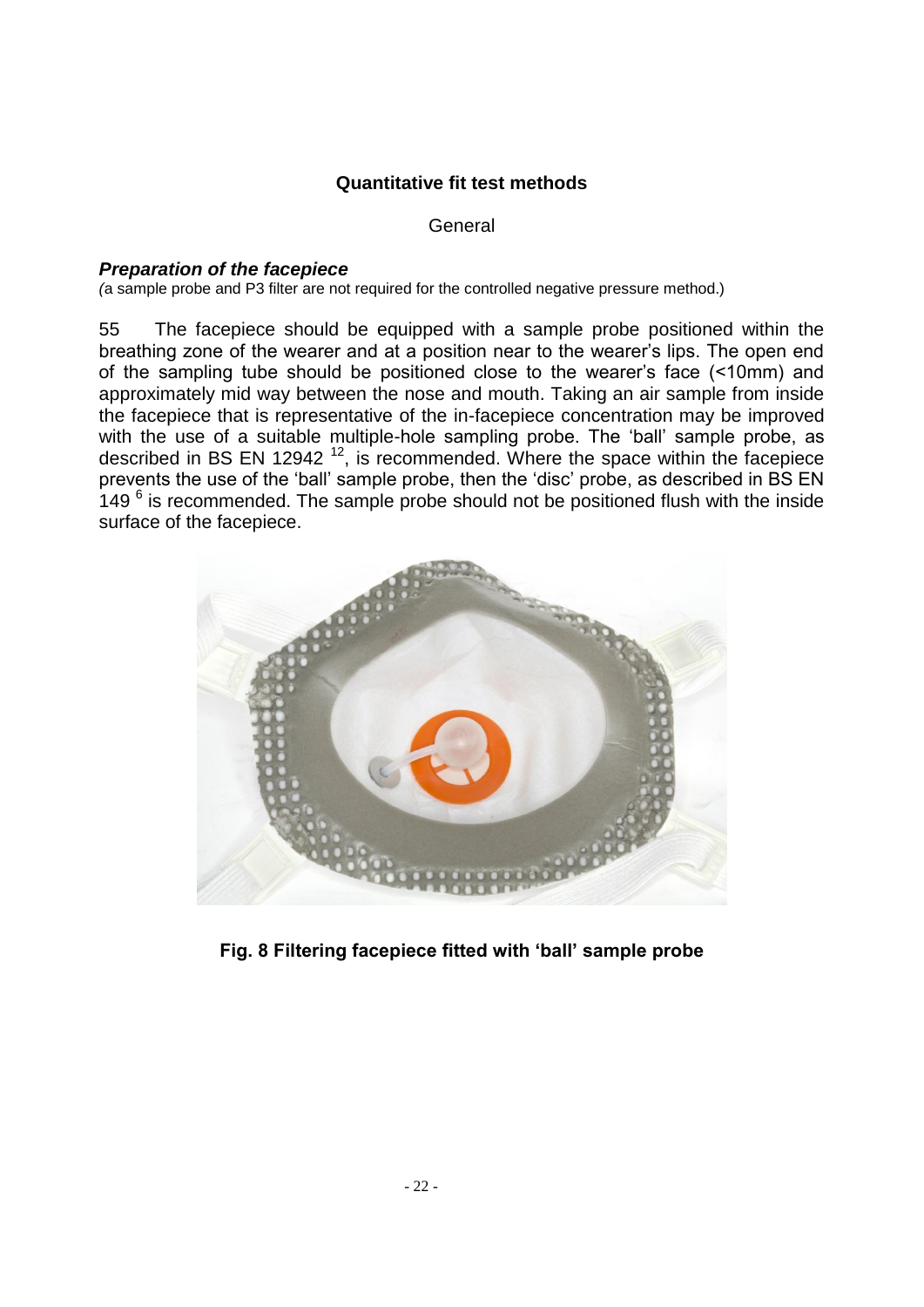## Quantitative fit test methods

General

### *Preparation of the facepiece*

*(*a sample probe and P3 filter are not required for the controlled negative pressure method.)

55 The facepiece should be equipped with a sample probe positioned within the breathing zone of the wearer and at a position near to the wearer's lips. The open end of the sampling tube should be positioned close to the wearer's face (<10mm) and approximately mid way between the nose and mouth. Taking an air sample from inside the facepiece that is representative of the in-facepiece concentration may be improved with the use of a suitable multiple-hole sampling probe. The 'ball' sample probe, as described in BS EN 12942 [12], is recommended. Where the space within the facepiece prevents the use of the 'ball' sample probe, then the 'disc' probe, as described in BS EN 149 [6] is recommended. The sample probe should not be positioned flush with the inside surface of the facepiece.

**Fig. 8 Filtering facepiece fitted with 'ball' sample probe**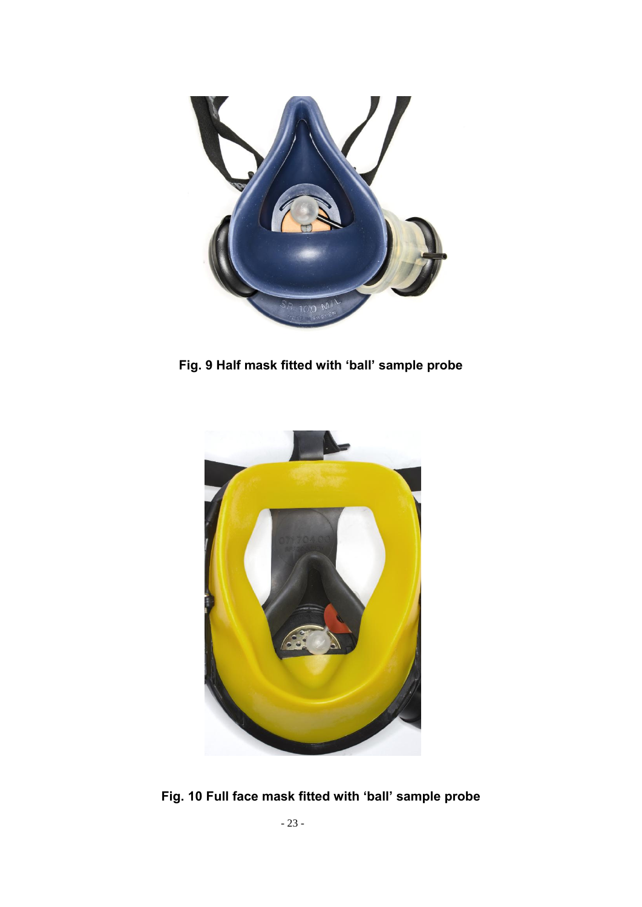Fig. 9 Half mask fitted with 'ball' sample probe

Fig. 10 Full face mask fitted with 'ball' sample probe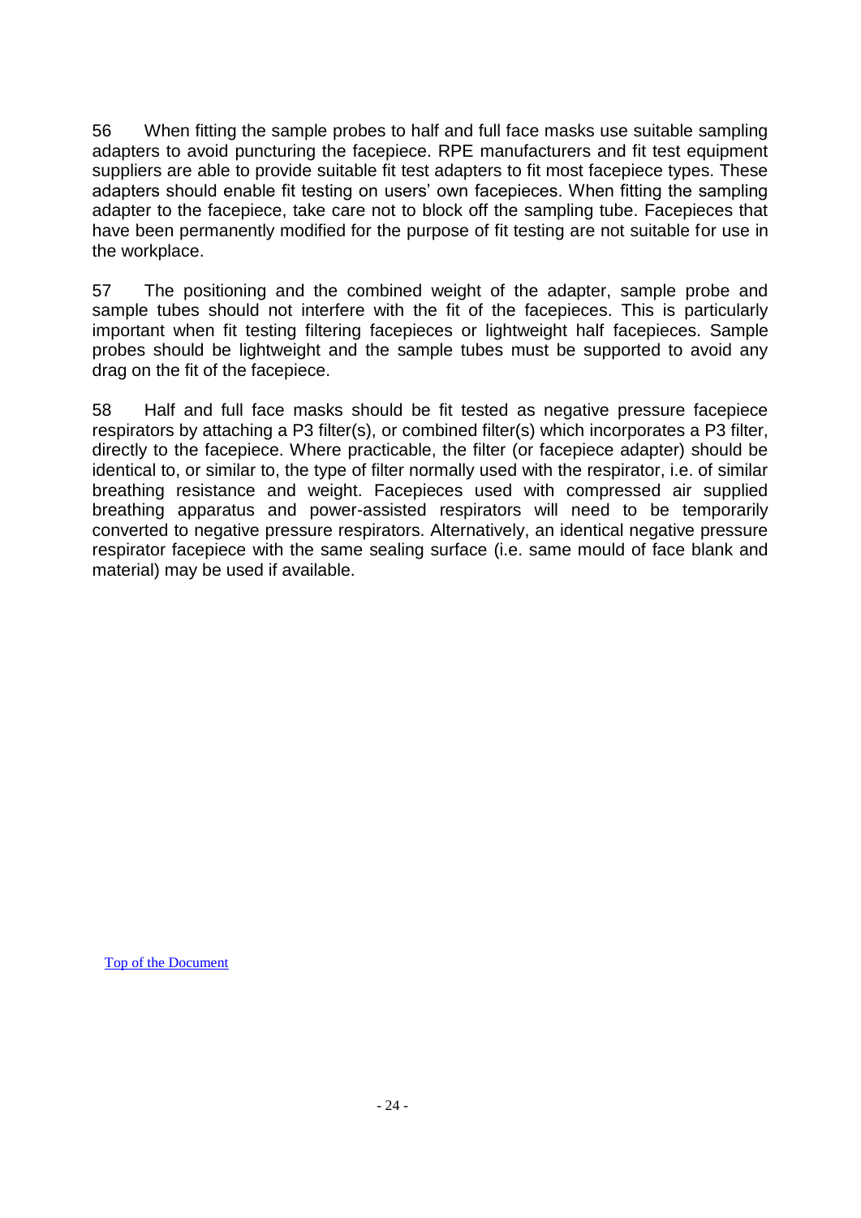56 When fitting the sample probes to half and full face masks use suitable sampling adapters to avoid puncturing the facepiece. RPE manufacturers and fit test equipment suppliers are able to provide suitable fit test adapters to fit most facepiece types. These adapters should enable fit testing on users' own facepieces. When fitting the sampling adapter to the facepiece, take care not to block off the sampling tube. Facepieces that have been permanently modified for the purpose of fit testing are not suitable for use in the workplace.

57 The positioning and the combined weight of the adapter, sample probe and sample tubes should not interfere with the fit of the facepieces. This is particularly important when fit testing filtering facepieces or lightweight half facepieces. Sample probes should be lightweight and the sample tubes must be supported to avoid any drag on the fit of the facepiece.

58 Half and full face masks should be fit tested as negative pressure facepiece respirators by attaching a P3 filter(s), or combined filter(s) which incorporates a P3 filter, directly to the facepiece. Where practicable, the filter (or facepiece adapter) should be identical to, or similar to, the type of filter normally used with the respirator, i.e. of similar breathing resistance and weight. Facepieces used with compressed air supplied breathing apparatus and power-assisted respirators will need to be temporarily converted to negative pressure respirators. Alternatively, an identical negative pressure respirator facepiece with the same sealing surface (i.e. same mould of face blank and material) may be used if available.

Top of the Document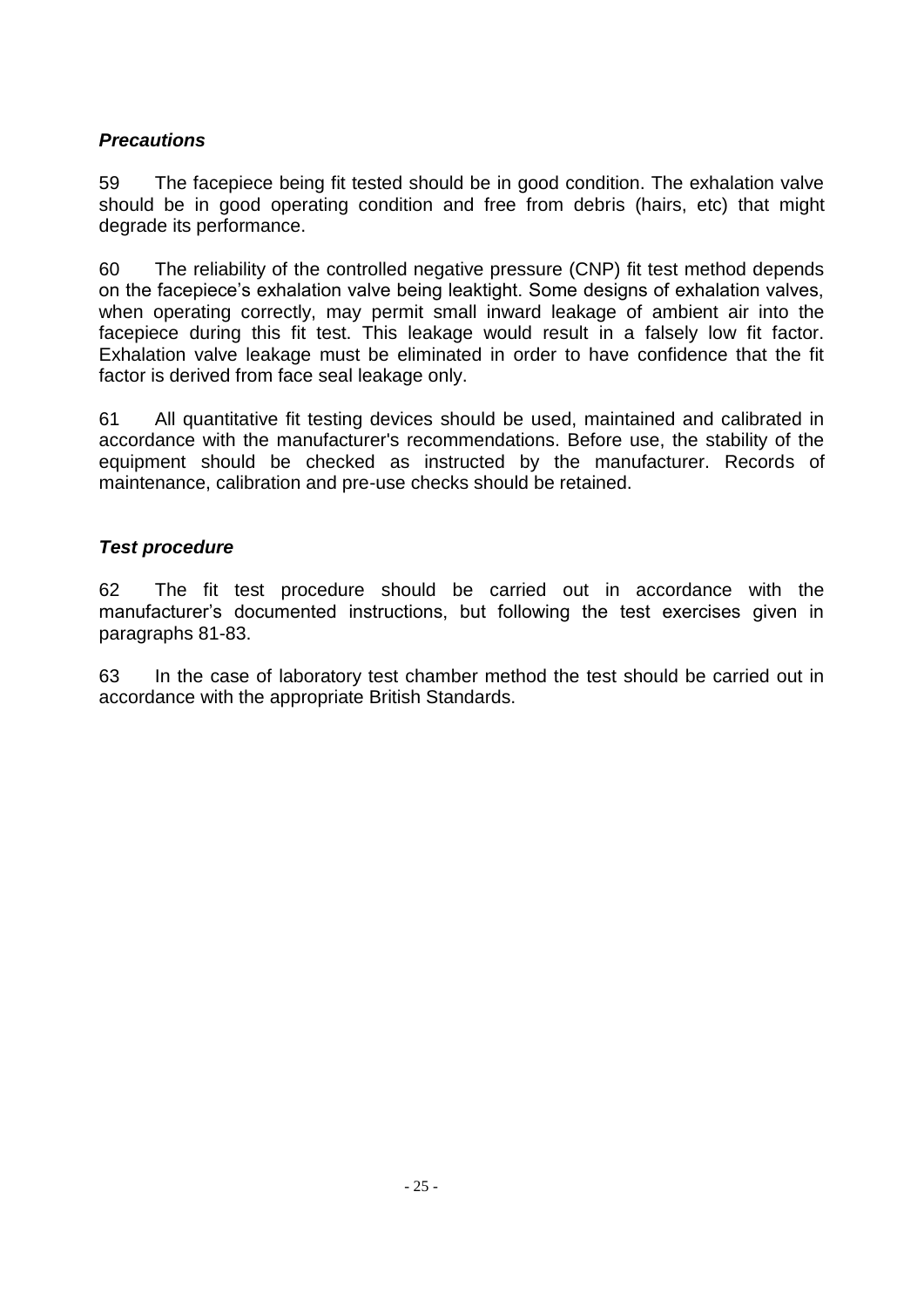### *Precautions*

59 The facepiece being fit tested should be in good condition. The exhalation valve should be in good operating condition and free from debris (hairs, etc) that might degrade its performance.

60 The reliability of the controlled negative pressure (CNP) fit test method depends on the facepiece's exhalation valve being leaktight. Some designs of exhalation valves, when operating correctly, may permit small inward leakage of ambient air into the facepiece during this fit test. This leakage would result in a falsely low fit factor. Exhalation valve leakage must be eliminated in order to have confidence that the fit factor is derived from face seal leakage only.

61 All quantitative fit testing devices should be used, maintained and calibrated in accordance with the manufacturer's recommendations. Before use, the stability of the equipment should be checked as instructed by the manufacturer. Records of maintenance, calibration and pre-use checks should be retained.

### *Test procedure*

62 The fit test procedure should be carried out in accordance with the manufacturer's documented instructions, but following the test exercises given in paragraphs 81-83.

63 In the case of laboratory test chamber method the test should be carried out in accordance with the appropriate British Standards.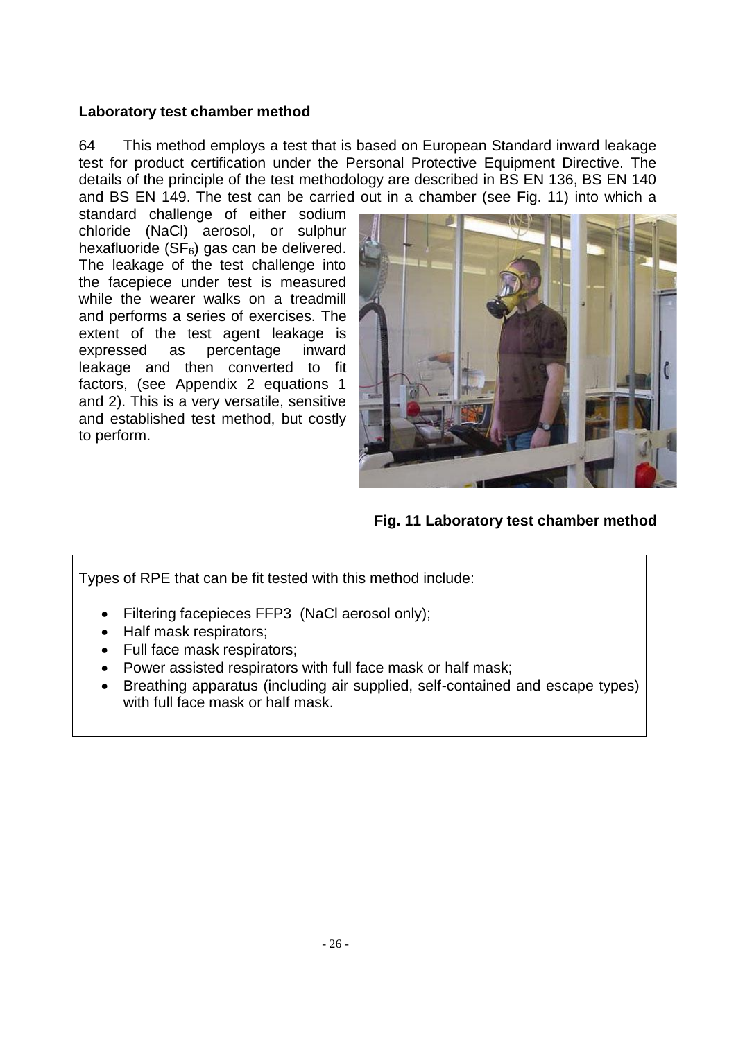### Laboratory test chamber method

64 This method employs a test that is based on European Standard inward leakage test for product certification under the Personal Protective Equipment Directive. The details of the principle of the test methodology are described in BS EN 136, BS EN 140 and BS EN 149. The test can be carried out in a chamber (see Fig. 11) into which a standard challenge of either sodium chloride (NaCl) aerosol, or sulphur hexafluoride ($SF_6$) gas can be delivered. The leakage of the test challenge into the facepiece under test is measured while the wearer walks on a treadmill and performs a series of exercises. The extent of the test agent leakage is expressed as percentage inward leakage and then converted to fit factors, (see Appendix 2 equations 1 and 2). This is a very versatile, sensitive and established test method, but costly to perform.

**Fig. 11 Laboratory test chamber method**

Types of RPE that can be fit tested with this method include:

- Filtering facepieces FFP3 (NaCl aerosol only);
- Half mask respirators;
- Full face mask respirators;
- Power assisted respirators with full face mask or half mask;
- Breathing apparatus (including air supplied, self-contained and escape types) with full face mask or half mask.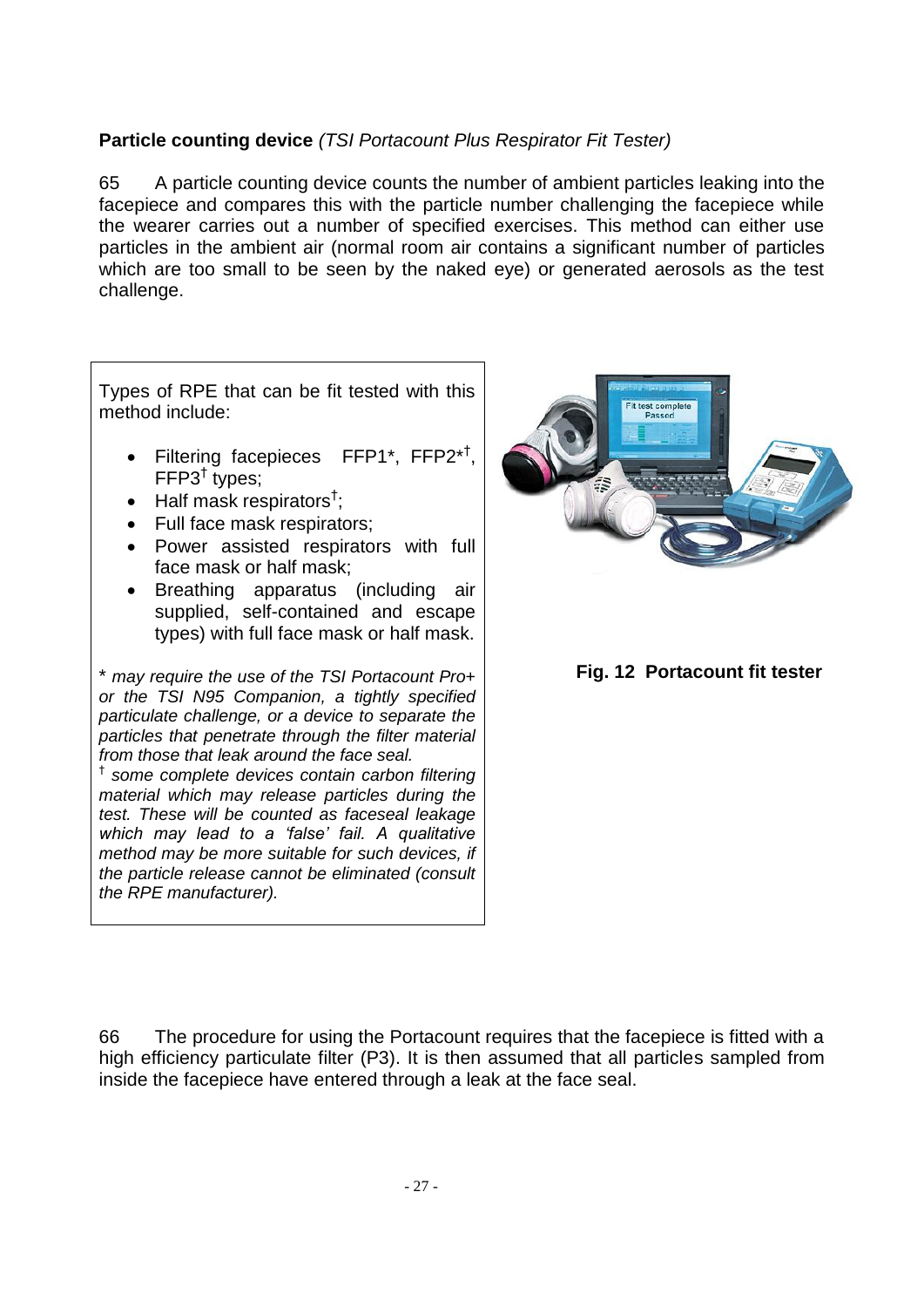**Particle counting device** *(TSI Portacount Plus Respirator Fit Tester)*

65 A particle counting device counts the number of ambient particles leaking into the facepiece and compares this with the particle number challenging the facepiece while the wearer carries out a number of specified exercises. This method can either use particles in the ambient air (normal room air contains a significant number of particles which are too small to be seen by the naked eye) or generated aerosols as the test challenge.

Types of RPE that can be fit tested with this method include:

- Filtering facepieces FFP1*, FFP2*†, FFP3† types;
- Half mask respirators†;
- Full face mask respirators;
- Power assisted respirators with full face mask or half mask;
- Breathing apparatus (including air supplied, self-contained and escape types) with full face mask or half mask.

\* *may require the use of the TSI Portacount Pro+ or the TSI N95 Companion, a tightly specified particulate challenge, or a device to separate the particles that penetrate through the filter material from those that leak around the face seal.*

† *some complete devices contain carbon filtering material which may release particles during the test. These will be counted as faceseal leakage which may lead to a 'false' fail. A qualitative method may be more suitable for such devices, if the particle release cannot be eliminated (consult the RPE manufacturer).*

**Fig. 12 Portacount fit tester**

66 The procedure for using the Portacount requires that the facepiece is fitted with a high efficiency particulate filter (P3). It is then assumed that all particles sampled from inside the facepiece have entered through a leak at the face seal.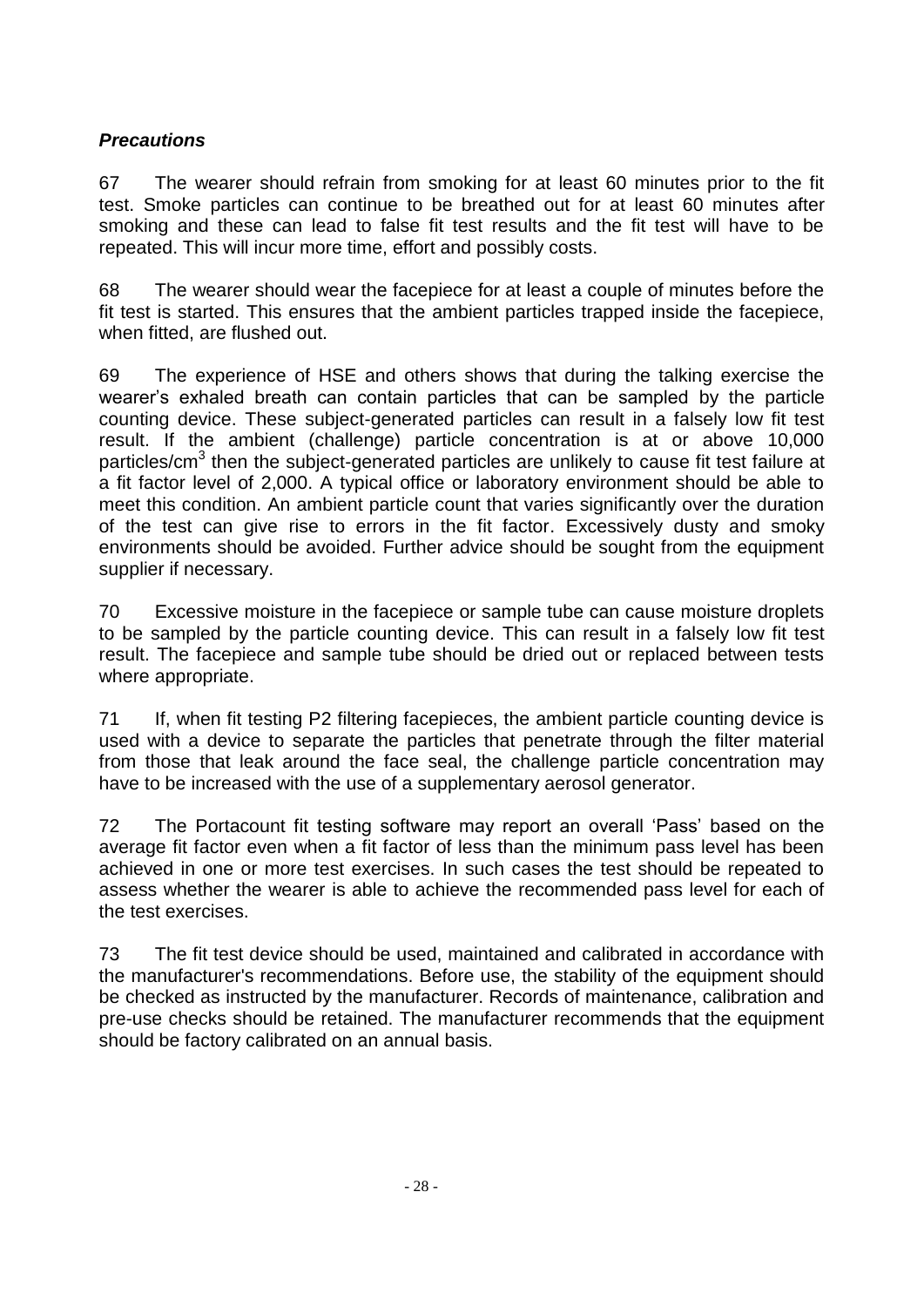### *Precautions*

67 The wearer should refrain from smoking for at least 60 minutes prior to the fit test. Smoke particles can continue to be breathed out for at least 60 minutes after smoking and these can lead to false fit test results and the fit test will have to be repeated. This will incur more time, effort and possibly costs.

68 The wearer should wear the facepiece for at least a couple of minutes before the fit test is started. This ensures that the ambient particles trapped inside the facepiece, when fitted, are flushed out.

69 The experience of HSE and others shows that during the talking exercise the wearer's exhaled breath can contain particles that can be sampled by the particle counting device. These subject-generated particles can result in a falsely low fit test result. If the ambient (challenge) particle concentration is at or above 10,000 particles/$cm^3$ then the subject-generated particles are unlikely to cause fit test failure at a fit factor level of 2,000. A typical office or laboratory environment should be able to meet this condition. An ambient particle count that varies significantly over the duration of the test can give rise to errors in the fit factor. Excessively dusty and smoky environments should be avoided. Further advice should be sought from the equipment supplier if necessary.

70 Excessive moisture in the facepiece or sample tube can cause moisture droplets to be sampled by the particle counting device. This can result in a falsely low fit test result. The facepiece and sample tube should be dried out or replaced between tests where appropriate.

71 If, when fit testing P2 filtering facepieces, the ambient particle counting device is used with a device to separate the particles that penetrate through the filter material from those that leak around the face seal, the challenge particle concentration may have to be increased with the use of a supplementary aerosol generator.

72 The Portacount fit testing software may report an overall 'Pass' based on the average fit factor even when a fit factor of less than the minimum pass level has been achieved in one or more test exercises. In such cases the test should be repeated to assess whether the wearer is able to achieve the recommended pass level for each of the test exercises.

73 The fit test device should be used, maintained and calibrated in accordance with the manufacturer's recommendations. Before use, the stability of the equipment should be checked as instructed by the manufacturer. Records of maintenance, calibration and pre-use checks should be retained. The manufacturer recommends that the equipment should be factory calibrated on an annual basis.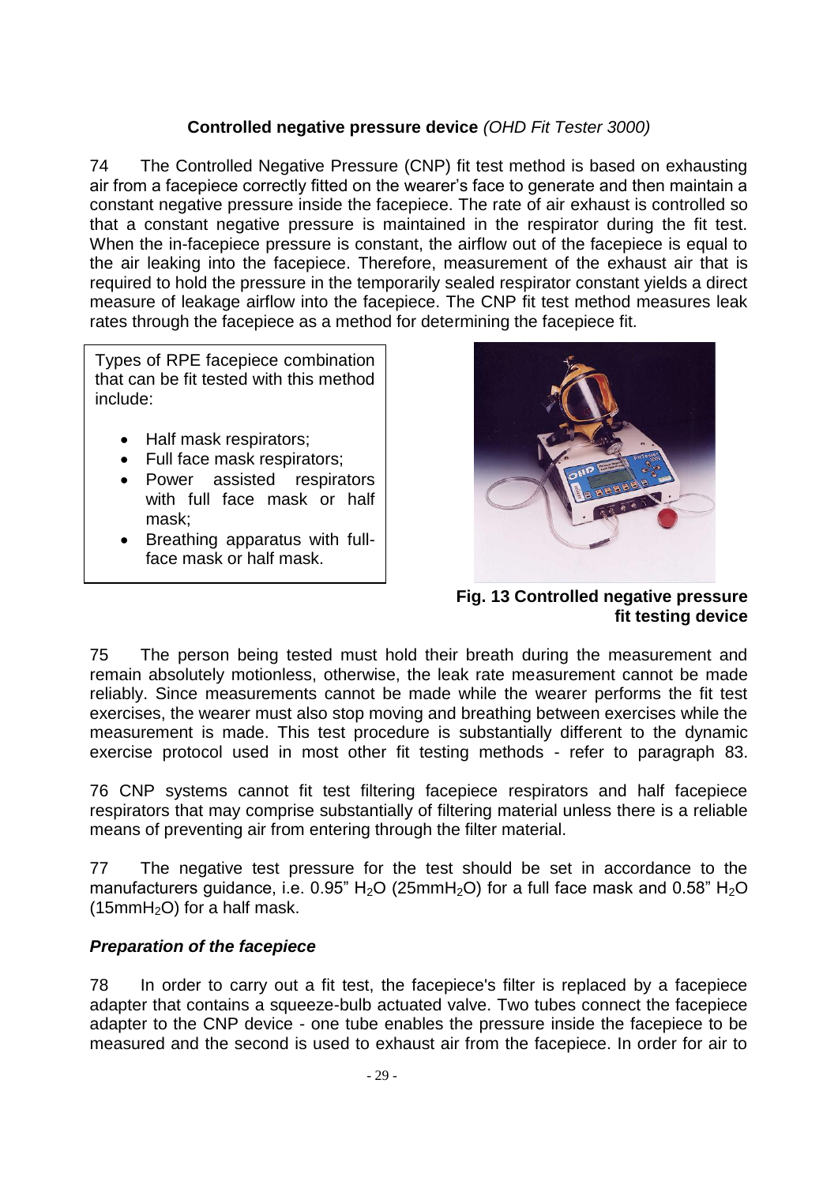### **Controlled negative pressure device** *(OHD Fit Tester 3000)*

74 The Controlled Negative Pressure (CNP) fit test method is based on exhausting air from a facepiece correctly fitted on the wearer's face to generate and then maintain a constant negative pressure inside the facepiece. The rate of air exhaust is controlled so that a constant negative pressure is maintained in the respirator during the fit test. When the in-facepiece pressure is constant, the airflow out of the facepiece is equal to the air leaking into the facepiece. Therefore, measurement of the exhaust air that is required to hold the pressure in the temporarily sealed respirator constant yields a direct measure of leakage airflow into the facepiece. The CNP fit test method measures leak rates through the facepiece as a method for determining the facepiece fit.

Types of RPE facepiece combination that can be fit tested with this method include:

- Half mask respirators;
- Full face mask respirators;
- Power assisted respirators with full face mask or half mask;
- Breathing apparatus with full-face mask or half mask.

**Fig. 13 Controlled negative pressure fit testing device**

75 The person being tested must hold their breath during the measurement and remain absolutely motionless, otherwise, the leak rate measurement cannot be made reliably. Since measurements cannot be made while the wearer performs the fit test exercises, the wearer must also stop moving and breathing between exercises while the measurement is made. This test procedure is substantially different to the dynamic exercise protocol used in most other fit testing methods - refer to paragraph 83.

76 CNP systems cannot fit test filtering facepiece respirators and half facepiece respirators that may comprise substantially of filtering material unless there is a reliable means of preventing air from entering through the filter material.

77 The negative test pressure for the test should be set in accordance to the manufacturers guidance, i.e. 0.95" $H_2O$ (25mm$H_2O$) for a full face mask and 0.58" $H_2O$ (15mm$H_2O$) for a half mask.

#### ***Preparation of the facepiece***

78 In order to carry out a fit test, the facepiece's filter is replaced by a facepiece adapter that contains a squeeze-bulb actuated valve. Two tubes connect the facepiece adapter to the CNP device - one tube enables the pressure inside the facepiece to be measured and the second is used to exhaust air from the facepiece. In order for air to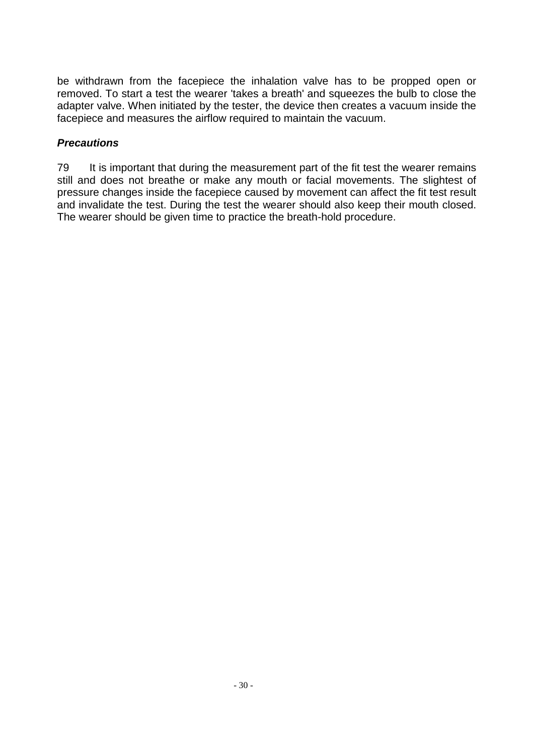be withdrawn from the facepiece the inhalation valve has to be propped open or removed. To start a test the wearer 'takes a breath' and squeezes the bulb to close the adapter valve. When initiated by the tester, the device then creates a vacuum inside the facepiece and measures the airflow required to maintain the vacuum.

### ***Precautions***

79 It is important that during the measurement part of the fit test the wearer remains still and does not breathe or make any mouth or facial movements. The slightest of pressure changes inside the facepiece caused by movement can affect the fit test result and invalidate the test. During the test the wearer should also keep their mouth closed. The wearer should be given time to practice the breath-hold procedure.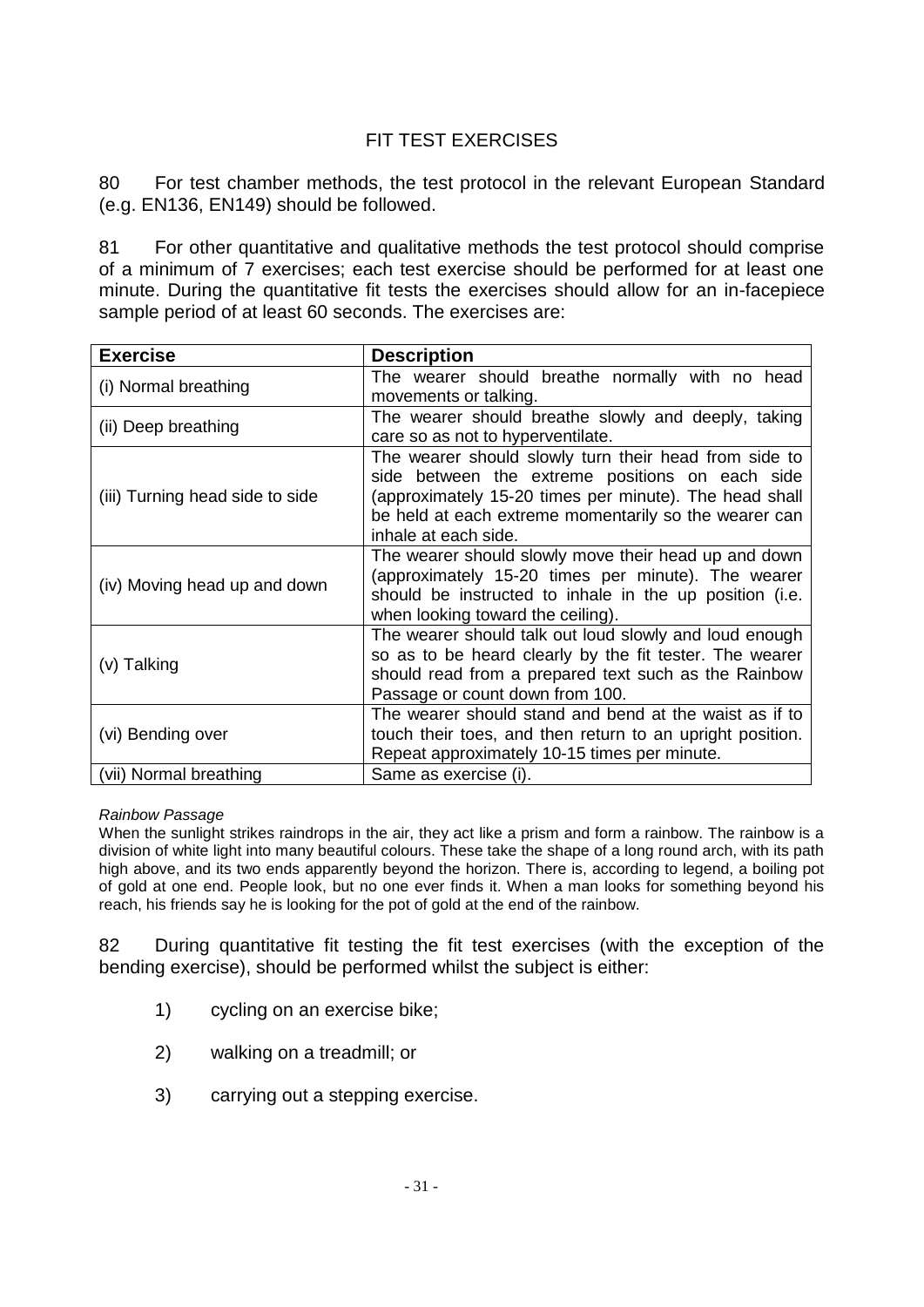## FIT TEST EXERCISES

80 For test chamber methods, the test protocol in the relevant European Standard (e.g. EN136, EN149) should be followed.

81 For other quantitative and qualitative methods the test protocol should comprise of a minimum of 7 exercises; each test exercise should be performed for at least one minute. During the quantitative fit tests the exercises should allow for an in-facepiece sample period of at least 60 seconds. The exercises are:

| **Exercise** | **Description** |
|---|---|
| (i) Normal breathing | The wearer should breathe normally with no head movements or talking. |
| (ii) Deep breathing | The wearer should breathe slowly and deeply, taking care so as not to hyperventilate. |
| (iii) Turning head side to side | The wearer should slowly turn their head from side to side between the extreme positions on each side (approximately 15-20 times per minute). The head shall be held at each extreme momentarily so the wearer can inhale at each side. |
| (iv) Moving head up and down | The wearer should slowly move their head up and down (approximately 15-20 times per minute). The wearer should be instructed to inhale in the up position (i.e. when looking toward the ceiling). |
| (v) Talking | The wearer should talk out loud slowly and loud enough so as to be heard clearly by the fit tester. The wearer should read from a prepared text such as the Rainbow Passage or count down from 100. |
| (vi) Bending over | The wearer should stand and bend at the waist as if to touch their toes, and then return to an upright position. Repeat approximately 10-15 times per minute. |
| (vii) Normal breathing | Same as exercise (i). |

*Rainbow Passage*

When the sunlight strikes raindrops in the air, they act like a prism and form a rainbow. The rainbow is a division of white light into many beautiful colours. These take the shape of a long round arch, with its path high above, and its two ends apparently beyond the horizon. There is, according to legend, a boiling pot of gold at one end. People look, but no one ever finds it. When a man looks for something beyond his reach, his friends say he is looking for the pot of gold at the end of the rainbow.

82 During quantitative fit testing the fit test exercises (with the exception of the bending exercise), should be performed whilst the subject is either:

1) cycling on an exercise bike;

2) walking on a treadmill; or

3) carrying out a stepping exercise.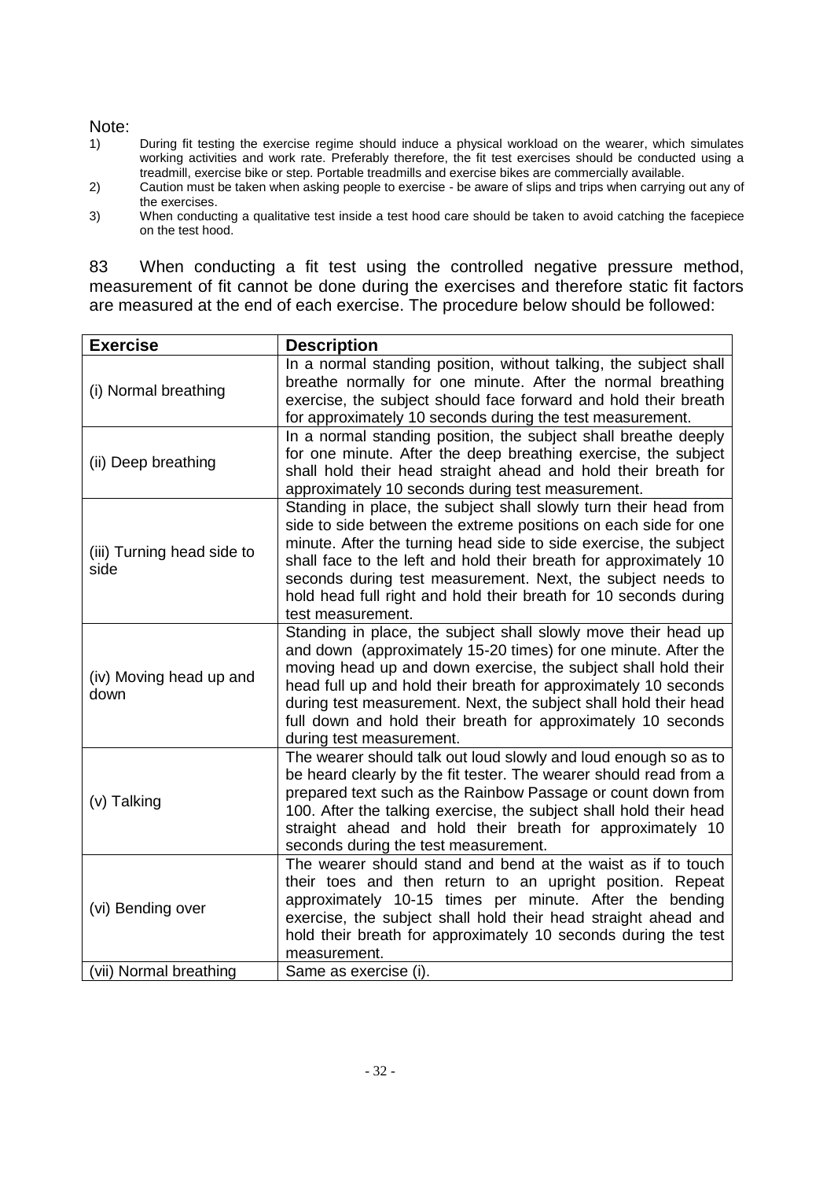Note:

1) During fit testing the exercise regime should induce a physical workload on the wearer, which simulates working activities and work rate. Preferably therefore, the fit test exercises should be conducted using a treadmill, exercise bike or step. Portable treadmills and exercise bikes are commercially available.
2) Caution must be taken when asking people to exercise - be aware of slips and trips when carrying out any of the exercises.
3) When conducting a qualitative test inside a test hood care should be taken to avoid catching the facepiece on the test hood.

83 When conducting a fit test using the controlled negative pressure method, measurement of fit cannot be done during the exercises and therefore static fit factors are measured at the end of each exercise. The procedure below should be followed:

| Exercise | Description |
|---|---|
| (i) Normal breathing | In a normal standing position, without talking, the subject shall breathe normally for one minute. After the normal breathing exercise, the subject should face forward and hold their breath for approximately 10 seconds during the test measurement. |
| (ii) Deep breathing | In a normal standing position, the subject shall breathe deeply for one minute. After the deep breathing exercise, the subject shall hold their head straight ahead and hold their breath for approximately 10 seconds during test measurement. |
| (iii) Turning head side to side | Standing in place, the subject shall slowly turn their head from side to side between the extreme positions on each side for one minute. After the turning head side to side exercise, the subject shall face to the left and hold their breath for approximately 10 seconds during test measurement. Next, the subject needs to hold head full right and hold their breath for 10 seconds during test measurement. |
| (iv) Moving head up and down | Standing in place, the subject shall slowly move their head up and down (approximately 15-20 times) for one minute. After the moving head up and down exercise, the subject shall hold their head full up and hold their breath for approximately 10 seconds during test measurement. Next, the subject shall hold their head full down and hold their breath for approximately 10 seconds during test measurement. |
| (v) Talking | The wearer should talk out loud slowly and loud enough so as to be heard clearly by the fit tester. The wearer should read from a prepared text such as the Rainbow Passage or count down from 100. After the talking exercise, the subject shall hold their head straight ahead and hold their breath for approximately 10 seconds during the test measurement. |
| (vi) Bending over | The wearer should stand and bend at the waist as if to touch their toes and then return to an upright position. Repeat approximately 10-15 times per minute. After the bending exercise, the subject shall hold their head straight ahead and hold their breath for approximately 10 seconds during the test measurement. |
| (vii) Normal breathing | Same as exercise (i). |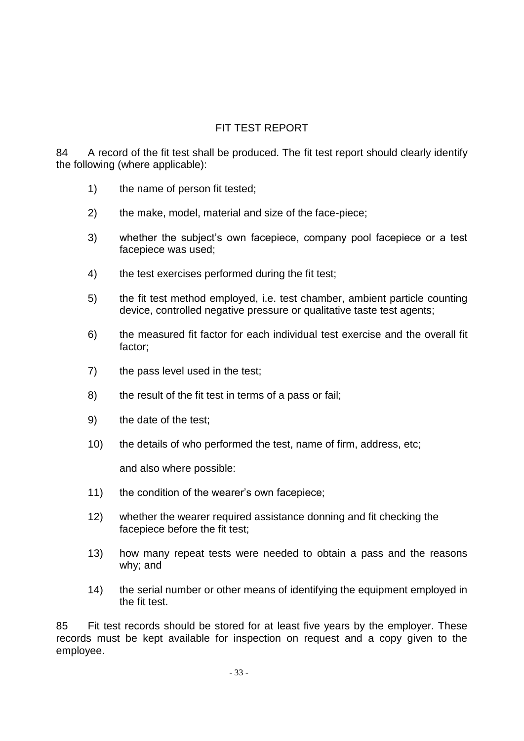## FIT TEST REPORT

84 A record of the fit test shall be produced. The fit test report should clearly identify the following (where applicable):

1) the name of person fit tested;

2) the make, model, material and size of the face-piece;

3) whether the subject's own facepiece, company pool facepiece or a test facepiece was used;

4) the test exercises performed during the fit test;

5) the fit test method employed, i.e. test chamber, ambient particle counting device, controlled negative pressure or qualitative taste test agents;

6) the measured fit factor for each individual test exercise and the overall fit factor;

7) the pass level used in the test;

8) the result of the fit test in terms of a pass or fail;

9) the date of the test;

10) the details of who performed the test, name of firm, address, etc;

    and also where possible:

11) the condition of the wearer's own facepiece;

12) whether the wearer required assistance donning and fit checking the facepiece before the fit test;

13) how many repeat tests were needed to obtain a pass and the reasons why; and

14) the serial number or other means of identifying the equipment employed in the fit test.

85 Fit test records should be stored for at least five years by the employer. These records must be kept available for inspection on request and a copy given to the employee.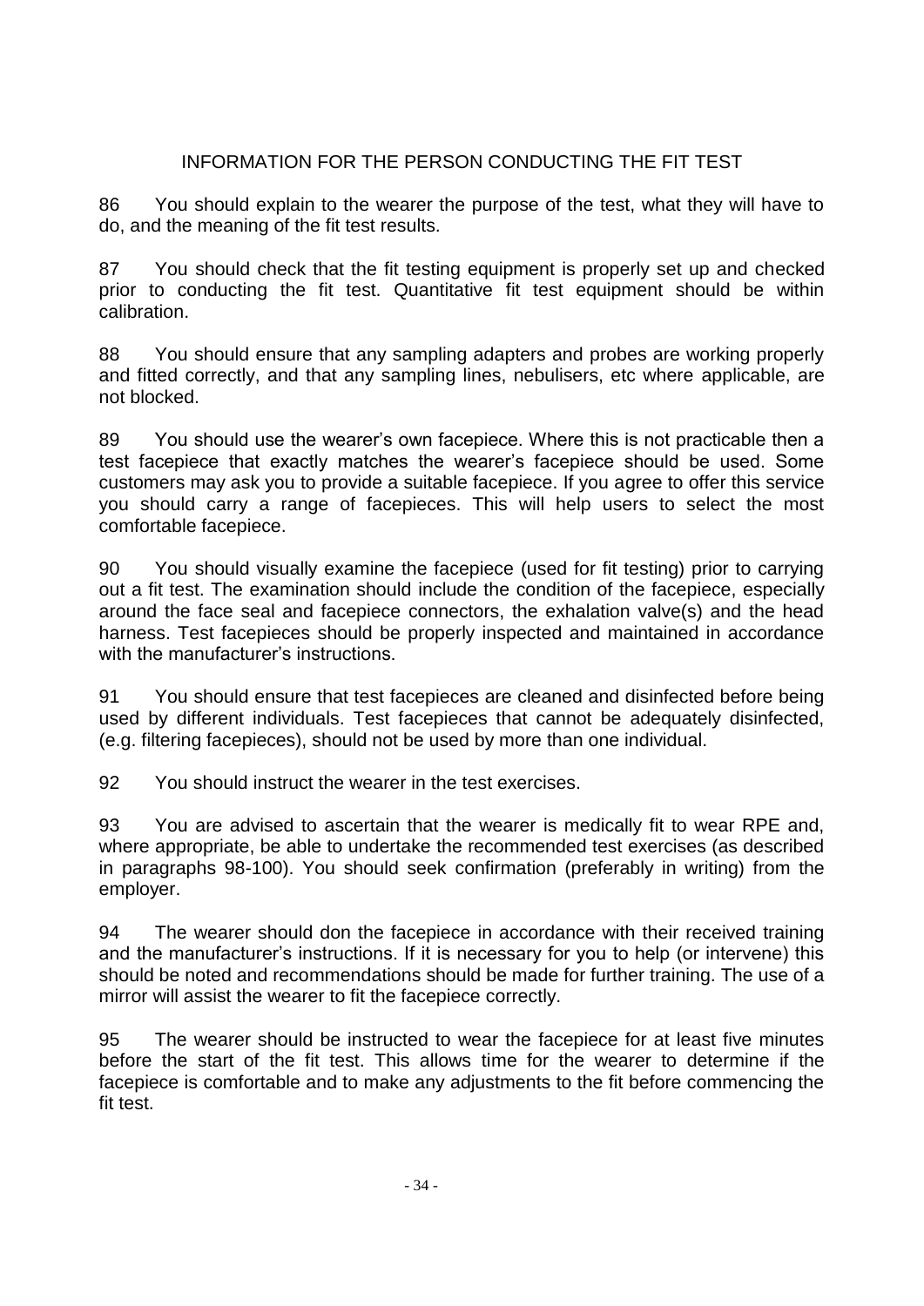## INFORMATION FOR THE PERSON CONDUCTING THE FIT TEST

86 You should explain to the wearer the purpose of the test, what they will have to do, and the meaning of the fit test results.

87 You should check that the fit testing equipment is properly set up and checked prior to conducting the fit test. Quantitative fit test equipment should be within calibration.

88 You should ensure that any sampling adapters and probes are working properly and fitted correctly, and that any sampling lines, nebulisers, etc where applicable, are not blocked.

89 You should use the wearer's own facepiece. Where this is not practicable then a test facepiece that exactly matches the wearer's facepiece should be used. Some customers may ask you to provide a suitable facepiece. If you agree to offer this service you should carry a range of facepieces. This will help users to select the most comfortable facepiece.

90 You should visually examine the facepiece (used for fit testing) prior to carrying out a fit test. The examination should include the condition of the facepiece, especially around the face seal and facepiece connectors, the exhalation valve(s) and the head harness. Test facepieces should be properly inspected and maintained in accordance with the manufacturer's instructions.

91 You should ensure that test facepieces are cleaned and disinfected before being used by different individuals. Test facepieces that cannot be adequately disinfected, (e.g. filtering facepieces), should not be used by more than one individual.

92 You should instruct the wearer in the test exercises.

93 You are advised to ascertain that the wearer is medically fit to wear RPE and, where appropriate, be able to undertake the recommended test exercises (as described in paragraphs 98-100). You should seek confirmation (preferably in writing) from the employer.

94 The wearer should don the facepiece in accordance with their received training and the manufacturer's instructions. If it is necessary for you to help (or intervene) this should be noted and recommendations should be made for further training. The use of a mirror will assist the wearer to fit the facepiece correctly.

95 The wearer should be instructed to wear the facepiece for at least five minutes before the start of the fit test. This allows time for the wearer to determine if the facepiece is comfortable and to make any adjustments to the fit before commencing the fit test.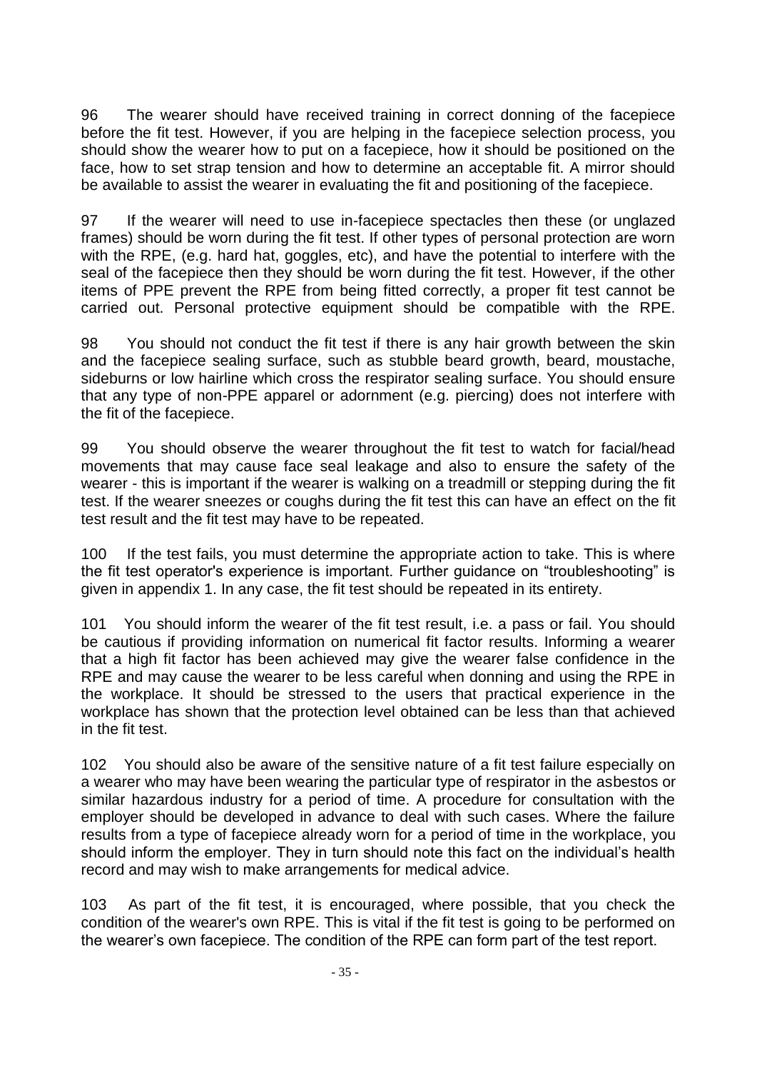96 The wearer should have received training in correct donning of the facepiece before the fit test. However, if you are helping in the facepiece selection process, you should show the wearer how to put on a facepiece, how it should be positioned on the face, how to set strap tension and how to determine an acceptable fit. A mirror should be available to assist the wearer in evaluating the fit and positioning of the facepiece.

97 If the wearer will need to use in-facepiece spectacles then these (or unglazed frames) should be worn during the fit test. If other types of personal protection are worn with the RPE, (e.g. hard hat, goggles, etc), and have the potential to interfere with the seal of the facepiece then they should be worn during the fit test. However, if the other items of PPE prevent the RPE from being fitted correctly, a proper fit test cannot be carried out. Personal protective equipment should be compatible with the RPE.

98 You should not conduct the fit test if there is any hair growth between the skin and the facepiece sealing surface, such as stubble beard growth, beard, moustache, sideburns or low hairline which cross the respirator sealing surface. You should ensure that any type of non-PPE apparel or adornment (e.g. piercing) does not interfere with the fit of the facepiece.

99 You should observe the wearer throughout the fit test to watch for facial/head movements that may cause face seal leakage and also to ensure the safety of the wearer - this is important if the wearer is walking on a treadmill or stepping during the fit test. If the wearer sneezes or coughs during the fit test this can have an effect on the fit test result and the fit test may have to be repeated.

100 If the test fails, you must determine the appropriate action to take. This is where the fit test operator's experience is important. Further guidance on "troubleshooting" is given in appendix 1. In any case, the fit test should be repeated in its entirety.

101 You should inform the wearer of the fit test result, i.e. a pass or fail. You should be cautious if providing information on numerical fit factor results. Informing a wearer that a high fit factor has been achieved may give the wearer false confidence in the RPE and may cause the wearer to be less careful when donning and using the RPE in the workplace. It should be stressed to the users that practical experience in the workplace has shown that the protection level obtained can be less than that achieved in the fit test.

102 You should also be aware of the sensitive nature of a fit test failure especially on a wearer who may have been wearing the particular type of respirator in the asbestos or similar hazardous industry for a period of time. A procedure for consultation with the employer should be developed in advance to deal with such cases. Where the failure results from a type of facepiece already worn for a period of time in the workplace, you should inform the employer. They in turn should note this fact on the individual's health record and may wish to make arrangements for medical advice.

103 As part of the fit test, it is encouraged, where possible, that you check the condition of the wearer's own RPE. This is vital if the fit test is going to be performed on the wearer's own facepiece. The condition of the RPE can form part of the test report.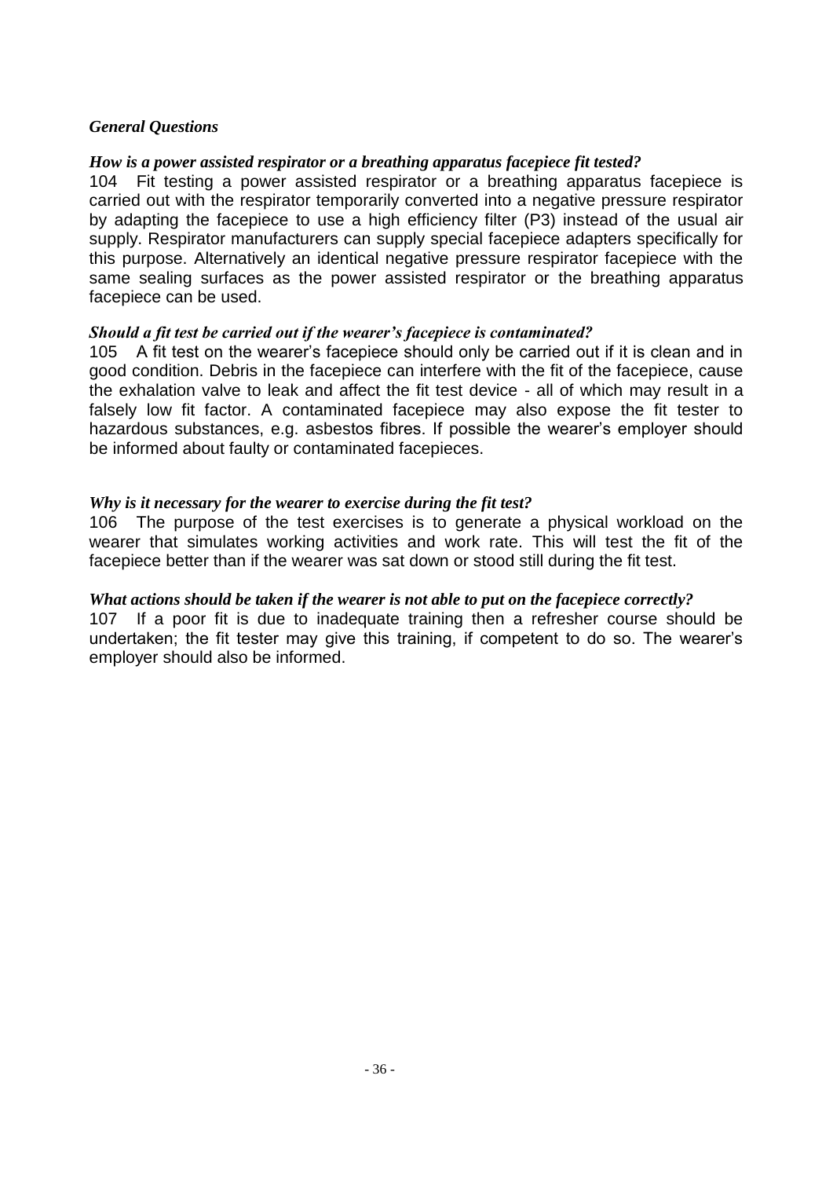*General Questions*

***How is a power assisted respirator or a breathing apparatus facepiece fit tested?***

104 Fit testing a power assisted respirator or a breathing apparatus facepiece is carried out with the respirator temporarily converted into a negative pressure respirator by adapting the facepiece to use a high efficiency filter (P3) instead of the usual air supply. Respirator manufacturers can supply special facepiece adapters specifically for this purpose. Alternatively an identical negative pressure respirator facepiece with the same sealing surfaces as the power assisted respirator or the breathing apparatus facepiece can be used.

***Should a fit test be carried out if the wearer's facepiece is contaminated?***

105 A fit test on the wearer's facepiece should only be carried out if it is clean and in good condition. Debris in the facepiece can interfere with the fit of the facepiece, cause the exhalation valve to leak and affect the fit test device - all of which may result in a falsely low fit factor. A contaminated facepiece may also expose the fit tester to hazardous substances, e.g. asbestos fibres. If possible the wearer's employer should be informed about faulty or contaminated facepieces.

***Why is it necessary for the wearer to exercise during the fit test?***

106 The purpose of the test exercises is to generate a physical workload on the wearer that simulates working activities and work rate. This will test the fit of the facepiece better than if the wearer was sat down or stood still during the fit test.

***What actions should be taken if the wearer is not able to put on the facepiece correctly?***

107 If a poor fit is due to inadequate training then a refresher course should be undertaken; the fit tester may give this training, if competent to do so. The wearer's employer should also be informed.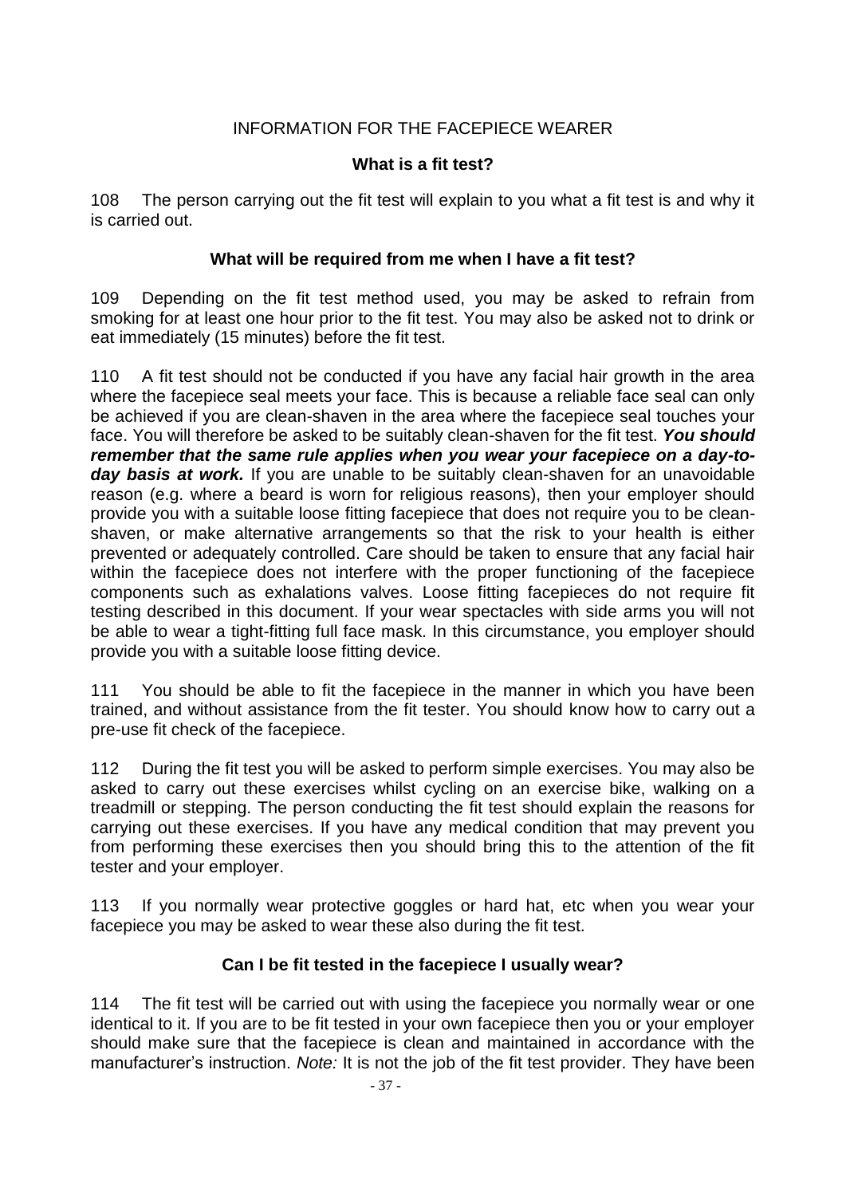## INFORMATION FOR THE FACEPIECE WEARER

### What is a fit test?

108 The person carrying out the fit test will explain to you what a fit test is and why it is carried out.

### What will be required from me when I have a fit test?

109 Depending on the fit test method used, you may be asked to refrain from smoking for at least one hour prior to the fit test. You may also be asked not to drink or eat immediately (15 minutes) before the fit test.

110 A fit test should not be conducted if you have any facial hair growth in the area where the facepiece seal meets your face. This is because a reliable face seal can only be achieved if you are clean-shaven in the area where the facepiece seal touches your face. You will therefore be asked to be suitably clean-shaven for the fit test. ***You should remember that the same rule applies when you wear your facepiece on a day-to-day basis at work.*** If you are unable to be suitably clean-shaven for an unavoidable reason (e.g. where a beard is worn for religious reasons), then your employer should provide you with a suitable loose fitting facepiece that does not require you to be clean-shaven, or make alternative arrangements so that the risk to your health is either prevented or adequately controlled. Care should be taken to ensure that any facial hair within the facepiece does not interfere with the proper functioning of the facepiece components such as exhalations valves. Loose fitting facepieces do not require fit testing described in this document. If your wear spectacles with side arms you will not be able to wear a tight-fitting full face mask. In this circumstance, you employer should provide you with a suitable loose fitting device.

111 You should be able to fit the facepiece in the manner in which you have been trained, and without assistance from the fit tester. You should know how to carry out a pre-use fit check of the facepiece.

112 During the fit test you will be asked to perform simple exercises. You may also be asked to carry out these exercises whilst cycling on an exercise bike, walking on a treadmill or stepping. The person conducting the fit test should explain the reasons for carrying out these exercises. If you have any medical condition that may prevent you from performing these exercises then you should bring this to the attention of the fit tester and your employer.

113 If you normally wear protective goggles or hard hat, etc when you wear your facepiece you may be asked to wear these also during the fit test.

### Can I be fit tested in the facepiece I usually wear?

114 The fit test will be carried out with using the facepiece you normally wear or one identical to it. If you are to be fit tested in your own facepiece then you or your employer should make sure that the facepiece is clean and maintained in accordance with the manufacturer's instruction. *Note:* It is not the job of the fit test provider. They have been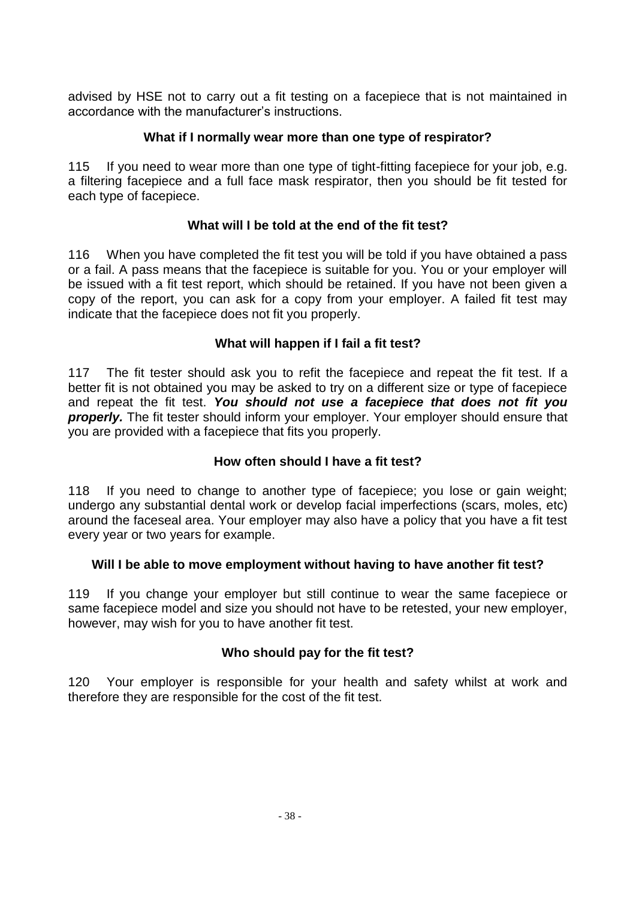advised by HSE not to carry out a fit testing on a facepiece that is not maintained in accordance with the manufacturer's instructions.

### What if I normally wear more than one type of respirator?

115 If you need to wear more than one type of tight-fitting facepiece for your job, e.g. a filtering facepiece and a full face mask respirator, then you should be fit tested for each type of facepiece.

### What will I be told at the end of the fit test?

116 When you have completed the fit test you will be told if you have obtained a pass or a fail. A pass means that the facepiece is suitable for you. You or your employer will be issued with a fit test report, which should be retained. If you have not been given a copy of the report, you can ask for a copy from your employer. A failed fit test may indicate that the facepiece does not fit you properly.

### What will happen if I fail a fit test?

117 The fit tester should ask you to refit the facepiece and repeat the fit test. If a better fit is not obtained you may be asked to try on a different size or type of facepiece and repeat the fit test. ***You should not use a facepiece that does not fit you properly.*** The fit tester should inform your employer. Your employer should ensure that you are provided with a facepiece that fits you properly.

### How often should I have a fit test?

118 If you need to change to another type of facepiece; you lose or gain weight; undergo any substantial dental work or develop facial imperfections (scars, moles, etc) around the faceseal area. Your employer may also have a policy that you have a fit test every year or two years for example.

### Will I be able to move employment without having to have another fit test?

119 If you change your employer but still continue to wear the same facepiece or same facepiece model and size you should not have to be retested, your new employer, however, may wish for you to have another fit test.

### Who should pay for the fit test?

120 Your employer is responsible for your health and safety whilst at work and therefore they are responsible for the cost of the fit test.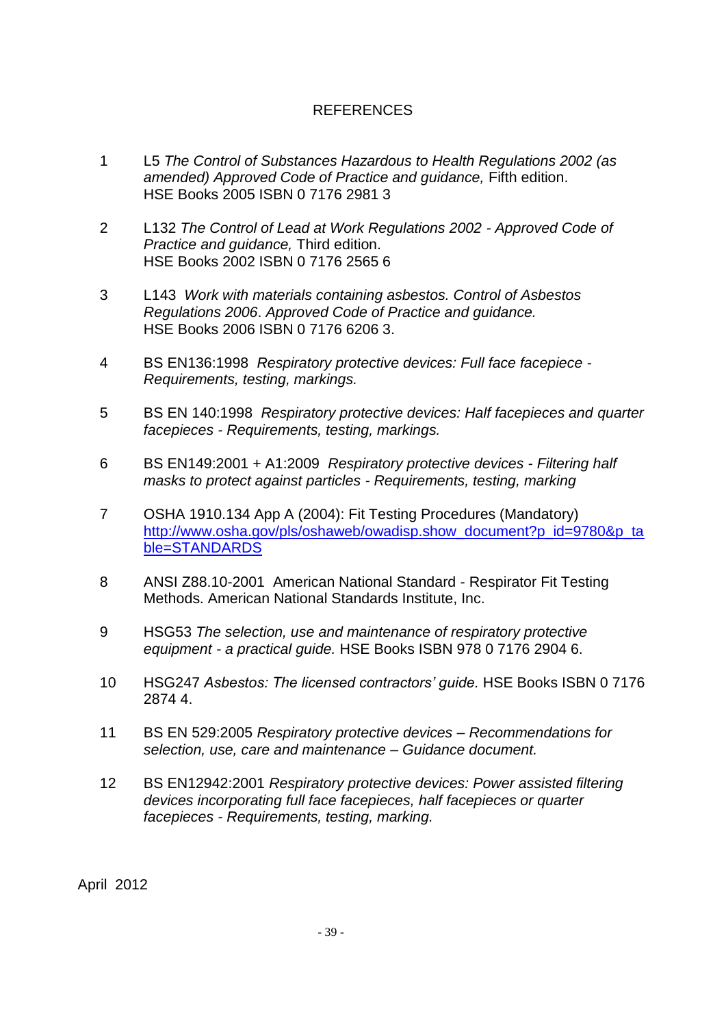# REFERENCES

1. L5 *The Control of Substances Hazardous to Health Regulations 2002 (as amended) Approved Code of Practice and guidance,* Fifth edition. HSE Books 2005 ISBN 0 7176 2981 3

2. L132 *The Control of Lead at Work Regulations 2002 - Approved Code of Practice and guidance,* Third edition. HSE Books 2002 ISBN 0 7176 2565 6

3. L143 *Work with materials containing asbestos. Control of Asbestos Regulations 2006. Approved Code of Practice and guidance.* HSE Books 2006 ISBN 0 7176 6206 3.

4. BS EN136:1998 *Respiratory protective devices: Full face facepiece - Requirements, testing, markings.*

5. BS EN 140:1998 *Respiratory protective devices: Half facepieces and quarter facepieces - Requirements, testing, markings.*

6. BS EN149:2001 + A1:2009 *Respiratory protective devices - Filtering half masks to protect against particles - Requirements, testing, marking*

7. OSHA 1910.134 App A (2004): Fit Testing Procedures (Mandatory) [http://www.osha.gov/pls/oshaweb/owadisp.show_document?p_id=9780&p_table=STANDARDS](http://www.osha.gov/pls/oshaweb/owadisp.show_document?p_id=9780&p_table=STANDARDS)

8. ANSI Z88.10-2001 American National Standard - Respirator Fit Testing Methods. American National Standards Institute, Inc.

9. HSG53 *The selection, use and maintenance of respiratory protective equipment - a practical guide.* HSE Books ISBN 978 0 7176 2904 6.

10. HSG247 *Asbestos: The licensed contractors' guide.* HSE Books ISBN 0 7176 2874 4.

11. BS EN 529:2005 *Respiratory protective devices – Recommendations for selection, use, care and maintenance – Guidance document.*

12. BS EN12942:2001 *Respiratory protective devices: Power assisted filtering devices incorporating full face facepieces, half facepieces or quarter facepieces - Requirements, testing, marking.*

April 2012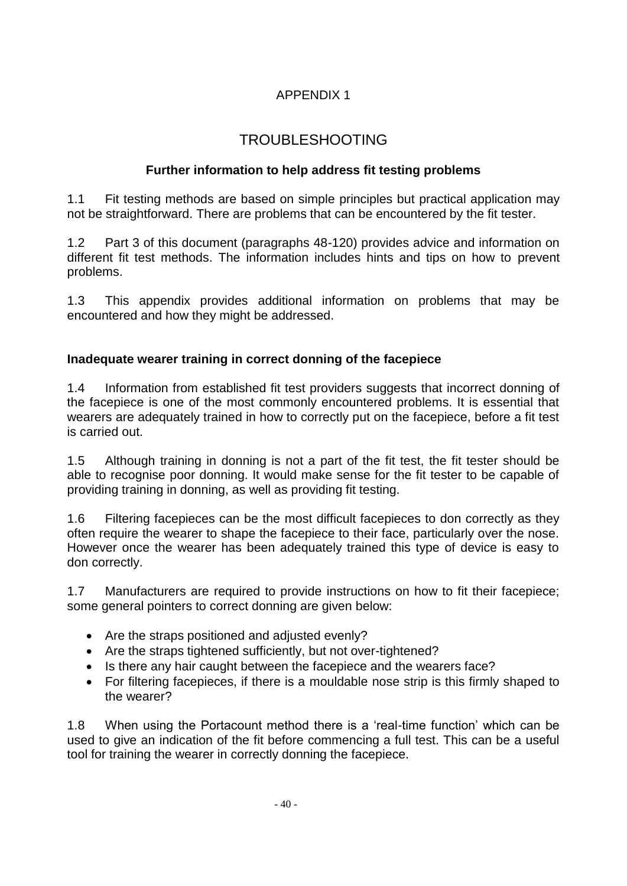# APPENDIX 1

# TROUBLESHOOTING

### Further information to help address fit testing problems

1.1 Fit testing methods are based on simple principles but practical application may not be straightforward. There are problems that can be encountered by the fit tester.

1.2 Part 3 of this document (paragraphs 48-120) provides advice and information on different fit test methods. The information includes hints and tips on how to prevent problems.

1.3 This appendix provides additional information on problems that may be encountered and how they might be addressed.

### Inadequate wearer training in correct donning of the facepiece

1.4 Information from established fit test providers suggests that incorrect donning of the facepiece is one of the most commonly encountered problems. It is essential that wearers are adequately trained in how to correctly put on the facepiece, before a fit test is carried out.

1.5 Although training in donning is not a part of the fit test, the fit tester should be able to recognise poor donning. It would make sense for the fit tester to be capable of providing training in donning, as well as providing fit testing.

1.6 Filtering facepieces can be the most difficult facepieces to don correctly as they often require the wearer to shape the facepiece to their face, particularly over the nose. However once the wearer has been adequately trained this type of device is easy to don correctly.

1.7 Manufacturers are required to provide instructions on how to fit their facepiece; some general pointers to correct donning are given below:

- Are the straps positioned and adjusted evenly?
- Are the straps tightened sufficiently, but not over-tightened?
- Is there any hair caught between the facepiece and the wearers face?
- For filtering facepieces, if there is a mouldable nose strip is this firmly shaped to the wearer?

1.8 When using the Portacount method there is a 'real-time function' which can be used to give an indication of the fit before commencing a full test. This can be a useful tool for training the wearer in correctly donning the facepiece.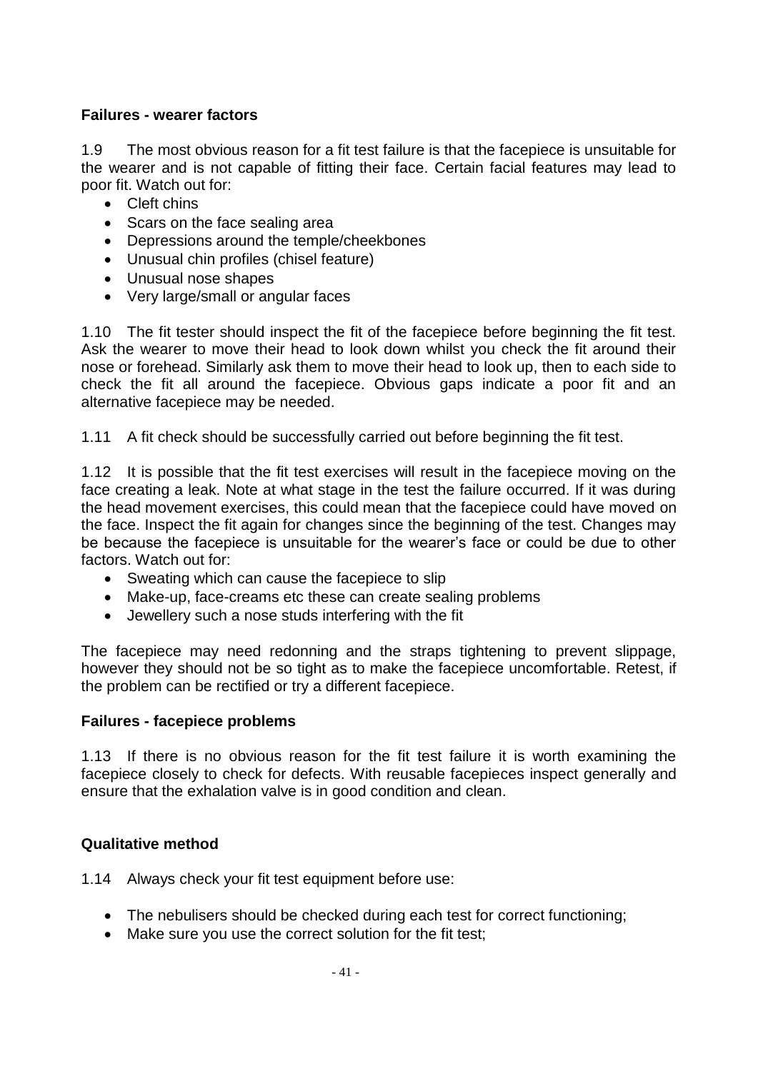### Failures - wearer factors

1.9 The most obvious reason for a fit test failure is that the facepiece is unsuitable for the wearer and is not capable of fitting their face. Certain facial features may lead to poor fit. Watch out for:

- Cleft chins
- Scars on the face sealing area
- Depressions around the temple/cheekbones
- Unusual chin profiles (chisel feature)
- Unusual nose shapes
- Very large/small or angular faces

1.10 The fit tester should inspect the fit of the facepiece before beginning the fit test. Ask the wearer to move their head to look down whilst you check the fit around their nose or forehead. Similarly ask them to move their head to look up, then to each side to check the fit all around the facepiece. Obvious gaps indicate a poor fit and an alternative facepiece may be needed.

1.11 A fit check should be successfully carried out before beginning the fit test.

1.12 It is possible that the fit test exercises will result in the facepiece moving on the face creating a leak. Note at what stage in the test the failure occurred. If it was during the head movement exercises, this could mean that the facepiece could have moved on the face. Inspect the fit again for changes since the beginning of the test. Changes may be because the facepiece is unsuitable for the wearer's face or could be due to other factors. Watch out for:

- Sweating which can cause the facepiece to slip
- Make-up, face-creams etc these can create sealing problems
- Jewellery such a nose studs interfering with the fit

The facepiece may need redonning and the straps tightening to prevent slippage, however they should not be so tight as to make the facepiece uncomfortable. Retest, if the problem can be rectified or try a different facepiece.

### Failures - facepiece problems

1.13 If there is no obvious reason for the fit test failure it is worth examining the facepiece closely to check for defects. With reusable facepieces inspect generally and ensure that the exhalation valve is in good condition and clean.

### Qualitative method

1.14 Always check your fit test equipment before use:

- The nebulisers should be checked during each test for correct functioning;
- Make sure you use the correct solution for the fit test;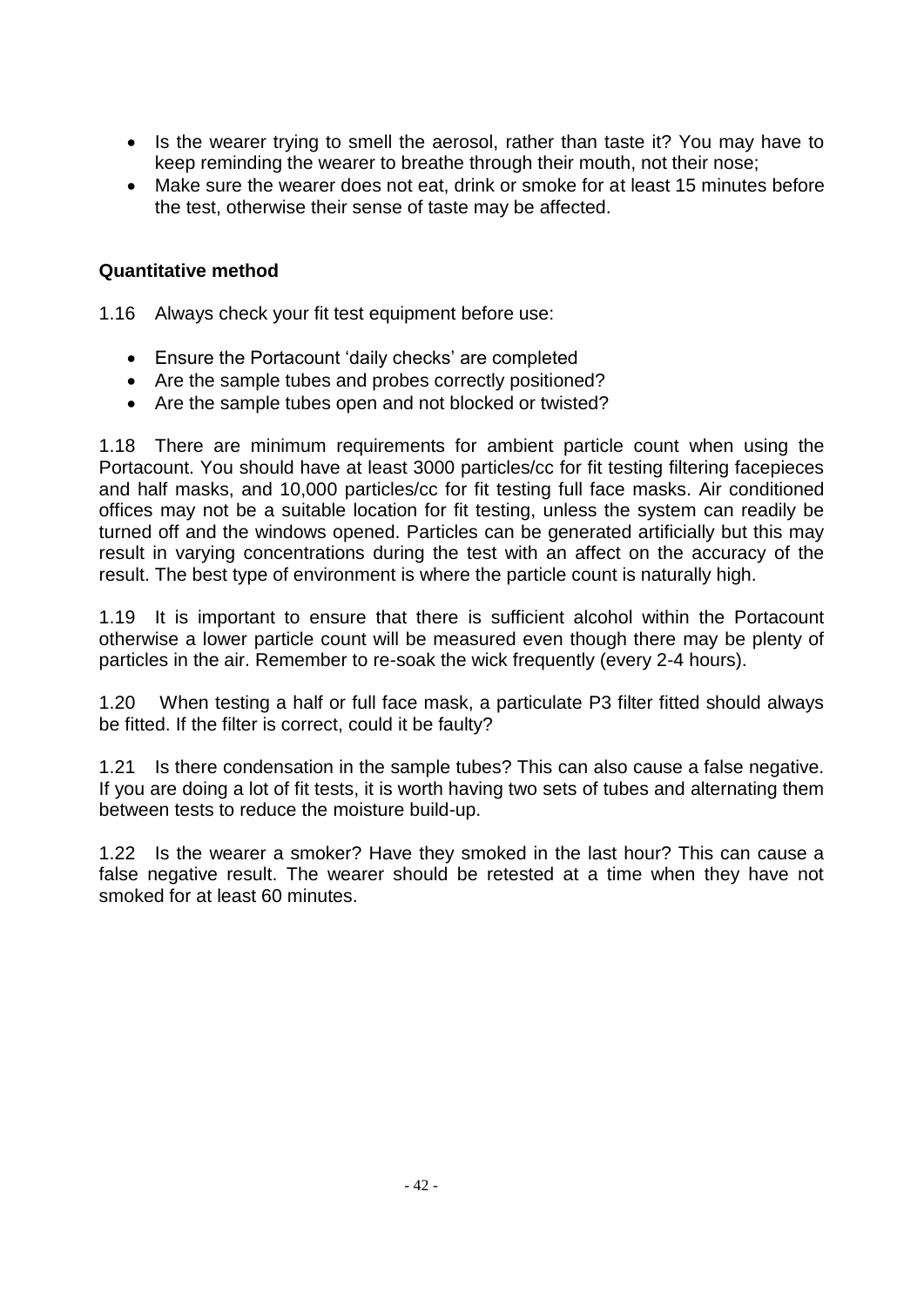- Is the wearer trying to smell the aerosol, rather than taste it? You may have to keep reminding the wearer to breathe through their mouth, not their nose;
- Make sure the wearer does not eat, drink or smoke for at least 15 minutes before the test, otherwise their sense of taste may be affected.

**Quantitative method**

1.16 Always check your fit test equipment before use:

- Ensure the Portacount 'daily checks' are completed
- Are the sample tubes and probes correctly positioned?
- Are the sample tubes open and not blocked or twisted?

1.18 There are minimum requirements for ambient particle count when using the Portacount. You should have at least 3000 particles/cc for fit testing filtering facepieces and half masks, and 10,000 particles/cc for fit testing full face masks. Air conditioned offices may not be a suitable location for fit testing, unless the system can readily be turned off and the windows opened. Particles can be generated artificially but this may result in varying concentrations during the test with an affect on the accuracy of the result. The best type of environment is where the particle count is naturally high.

1.19 It is important to ensure that there is sufficient alcohol within the Portacount otherwise a lower particle count will be measured even though there may be plenty of particles in the air. Remember to re-soak the wick frequently (every 2-4 hours).

1.20 When testing a half or full face mask, a particulate P3 filter fitted should always be fitted. If the filter is correct, could it be faulty?

1.21 Is there condensation in the sample tubes? This can also cause a false negative. If you are doing a lot of fit tests, it is worth having two sets of tubes and alternating them between tests to reduce the moisture build-up.

1.22 Is the wearer a smoker? Have they smoked in the last hour? This can cause a false negative result. The wearer should be retested at a time when they have not smoked for at least 60 minutes.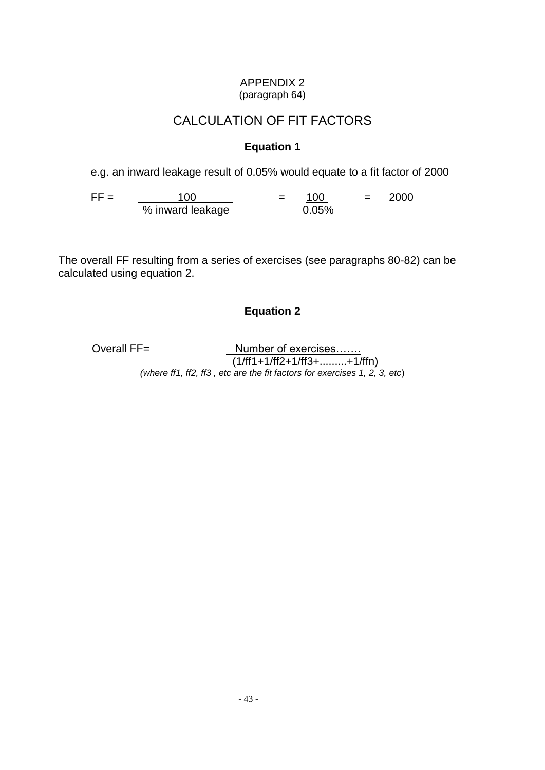# APPENDIX 2

(paragraph 64)

## CALCULATION OF FIT FACTORS

### Equation 1

e.g. an inward leakage result of 0.05% would equate to a fit factor of 2000

$$FF = \frac{100}{\text{\% inward leakage}} = \frac{100}{0.05\%} = 2000$$

The overall FF resulting from a series of exercises (see paragraphs 80-82) can be calculated using equation 2.

### Equation 2

$$\text{Overall FF} = \frac{\text{Number of exercises.......}}{(1/ff1+1/ff2+1/ff3+.........+1/ffn)}$$

*(where ff1, ff2, ff3 , etc are the fit factors for exercises 1, 2, 3, etc)*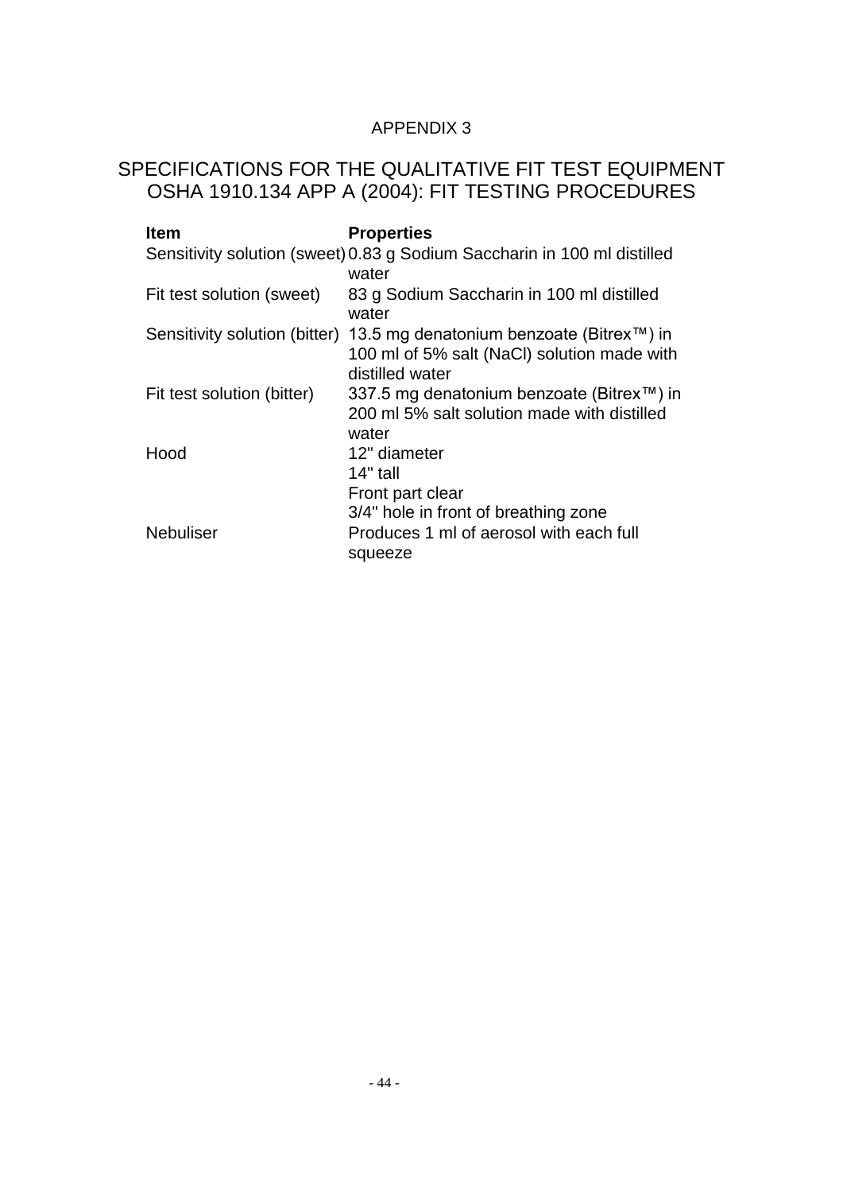APPENDIX 3

# SPECIFICATIONS FOR THE QUALITATIVE FIT TEST EQUIPMENT OSHA 1910.134 APP A (2004): FIT TESTING PROCEDURES

| Item | Properties |
| --- | --- |
| Sensitivity solution (sweet) | 0.83 g Sodium Saccharin in 100 ml distilled water |
| Fit test solution (sweet) | 83 g Sodium Saccharin in 100 ml distilled water |
| Sensitivity solution (bitter) | 13.5 mg denatonium benzoate (Bitrex™) in 100 ml of 5% salt (NaCl) solution made with distilled water |
| Fit test solution (bitter) | 337.5 mg denatonium benzoate (Bitrex™) in 200 ml 5% salt solution made with distilled water |
| Hood | 12" diameter<br>14" tall<br>Front part clear<br>3/4" hole in front of breathing zone |
| Nebuliser | Produces 1 ml of aerosol with each full squeeze |